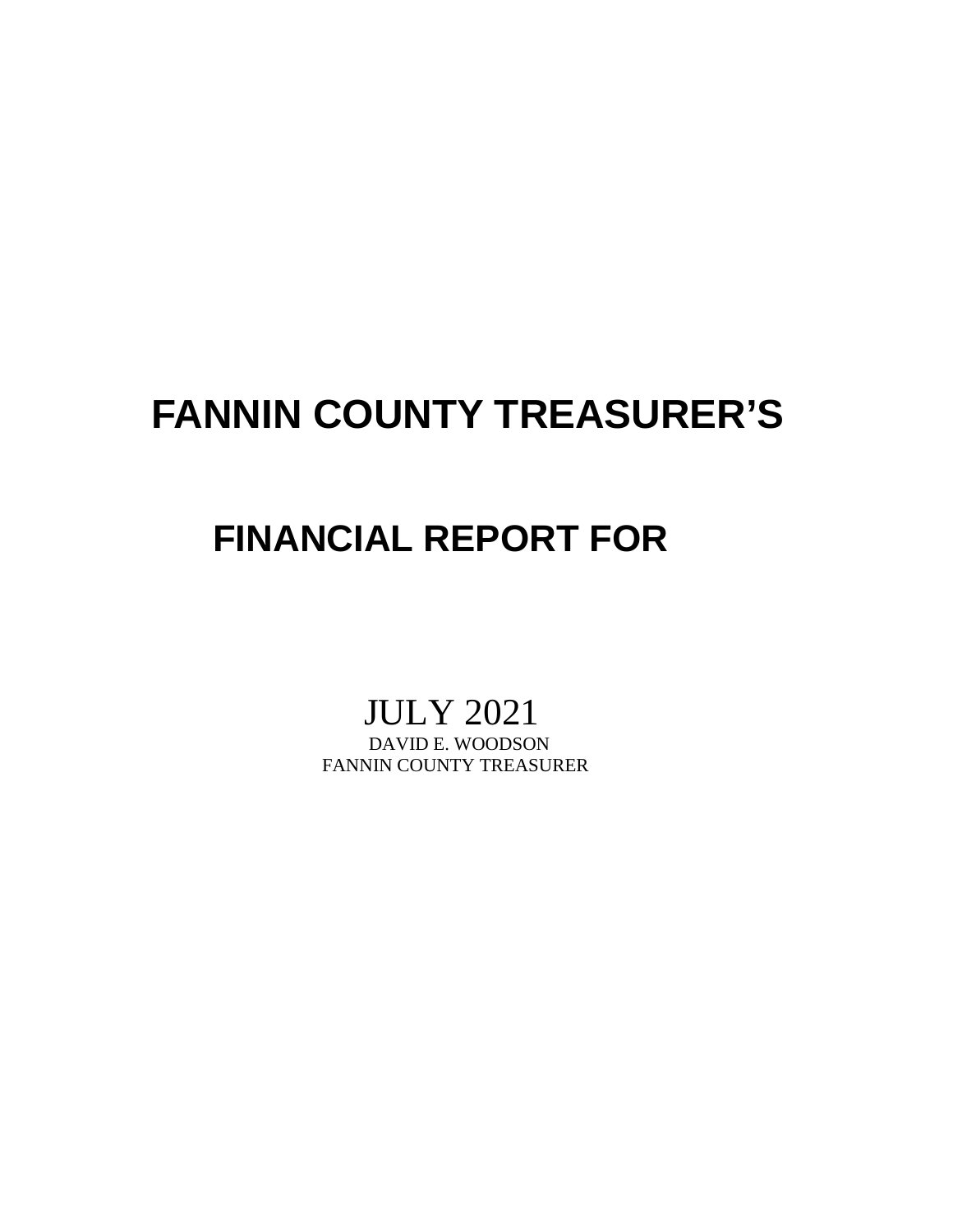# FANNIN COUNTY TREASURER'S

# FINANCIAL REPORT FOR

JULY 2021

DAVID E. WOODSON

FANNIN COUNTY TREASURER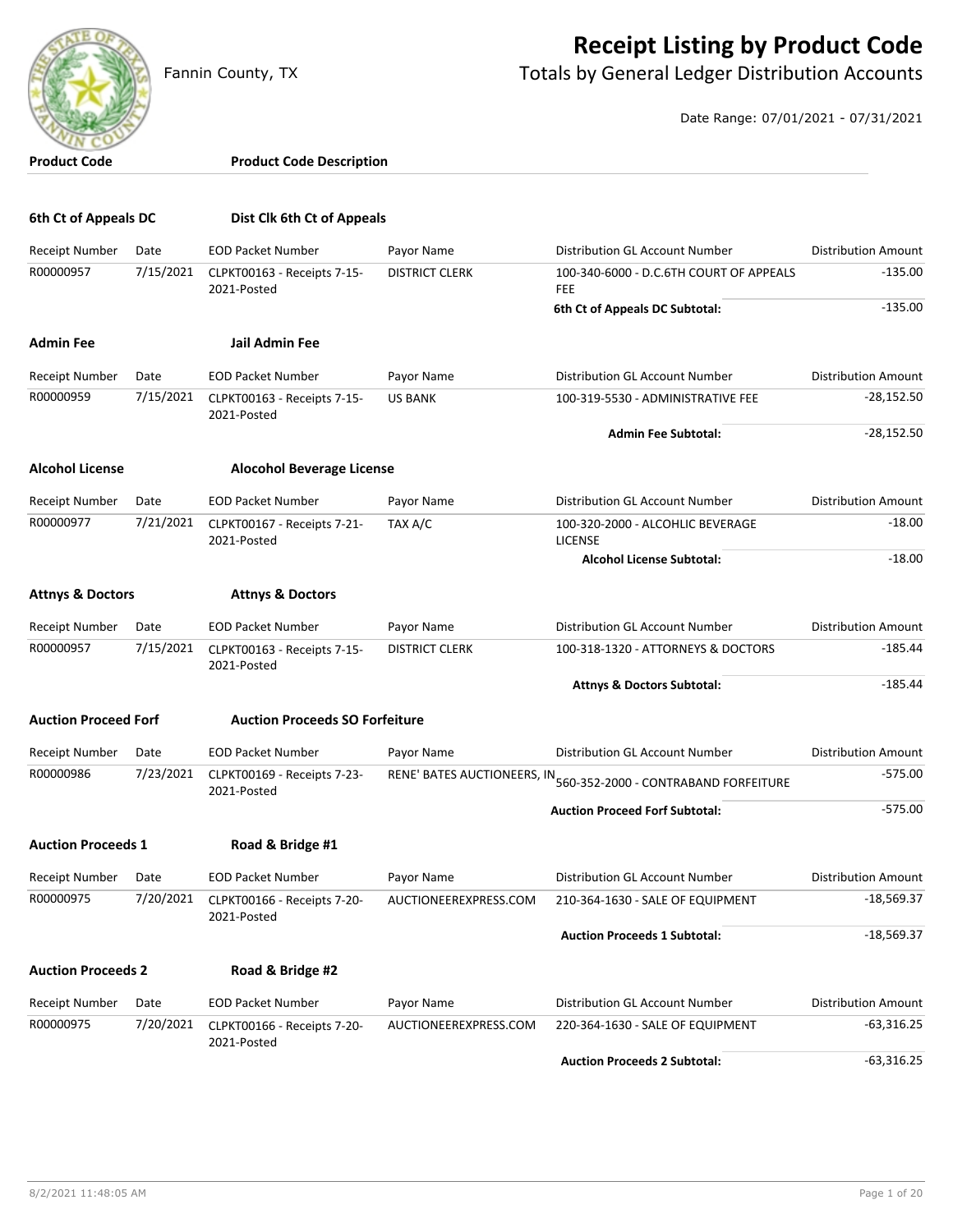# Receipt Listing by Product Code

Fannin County, TX

## Totals by General Ledger Distribution Accounts

Date Range: 07/01/2021 - 07/31/2021

| Product Code | Product Code Description |
|---|---|

### 6th Ct of Appeals DC — Dist Clk 6th Ct of Appeals

| Receipt Number | Date | EOD Packet Number | Payor Name | Distribution GL Account Number | Distribution Amount |
|---|---|---|---|---|---|
| R00000957 | 7/15/2021 | CLPKT00163 - Receipts 7-15-2021-Posted | DISTRICT CLERK | 100-340-6000 - D.C.6TH COURT OF APPEALS FEE | -135.00 |
| | | | | **6th Ct of Appeals DC Subtotal:** | -135.00 |

### Admin Fee — Jail Admin Fee

| Receipt Number | Date | EOD Packet Number | Payor Name | Distribution GL Account Number | Distribution Amount |
|---|---|---|---|---|---|
| R00000959 | 7/15/2021 | CLPKT00163 - Receipts 7-15-2021-Posted | US BANK | 100-319-5530 - ADMINISTRATIVE FEE | -28,152.50 |
| | | | | **Admin Fee Subtotal:** | -28,152.50 |

### Alcohol License — Alocohol Beverage License

| Receipt Number | Date | EOD Packet Number | Payor Name | Distribution GL Account Number | Distribution Amount |
|---|---|---|---|---|---|
| R00000977 | 7/21/2021 | CLPKT00167 - Receipts 7-21-2021-Posted | TAX A/C | 100-320-2000 - ALCOHLIC BEVERAGE LICENSE | -18.00 |
| | | | | **Alcohol License Subtotal:** | -18.00 |

### Attnys & Doctors — Attnys & Doctors

| Receipt Number | Date | EOD Packet Number | Payor Name | Distribution GL Account Number | Distribution Amount |
|---|---|---|---|---|---|
| R00000957 | 7/15/2021 | CLPKT00163 - Receipts 7-15-2021-Posted | DISTRICT CLERK | 100-318-1320 - ATTORNEYS & DOCTORS | -185.44 |
| | | | | **Attnys & Doctors Subtotal:** | -185.44 |

### Auction Proceed Forf — Auction Proceeds SO Forfeiture

| Receipt Number | Date | EOD Packet Number | Payor Name | Distribution GL Account Number | Distribution Amount |
|---|---|---|---|---|---|
| R00000986 | 7/23/2021 | CLPKT00169 - Receipts 7-23-2021-Posted | RENE' BATES AUCTIONEERS, IN | 560-352-2000 - CONTRABAND FORFEITURE | -575.00 |
| | | | | **Auction Proceed Forf Subtotal:** | -575.00 |

### Auction Proceeds 1 — Road & Bridge #1

| Receipt Number | Date | EOD Packet Number | Payor Name | Distribution GL Account Number | Distribution Amount |
|---|---|---|---|---|---|
| R00000975 | 7/20/2021 | CLPKT00166 - Receipts 7-20-2021-Posted | AUCTIONEEREXPRESS.COM | 210-364-1630 - SALE OF EQUIPMENT | -18,569.37 |
| | | | | **Auction Proceeds 1 Subtotal:** | -18,569.37 |

### Auction Proceeds 2 — Road & Bridge #2

| Receipt Number | Date | EOD Packet Number | Payor Name | Distribution GL Account Number | Distribution Amount |
|---|---|---|---|---|---|
| R00000975 | 7/20/2021 | CLPKT00166 - Receipts 7-20-2021-Posted | AUCTIONEEREXPRESS.COM | 220-364-1630 - SALE OF EQUIPMENT | -63,316.25 |
| | | | | **Auction Proceeds 2 Subtotal:** | -63,316.25 |

8/2/2021 11:48:05 AM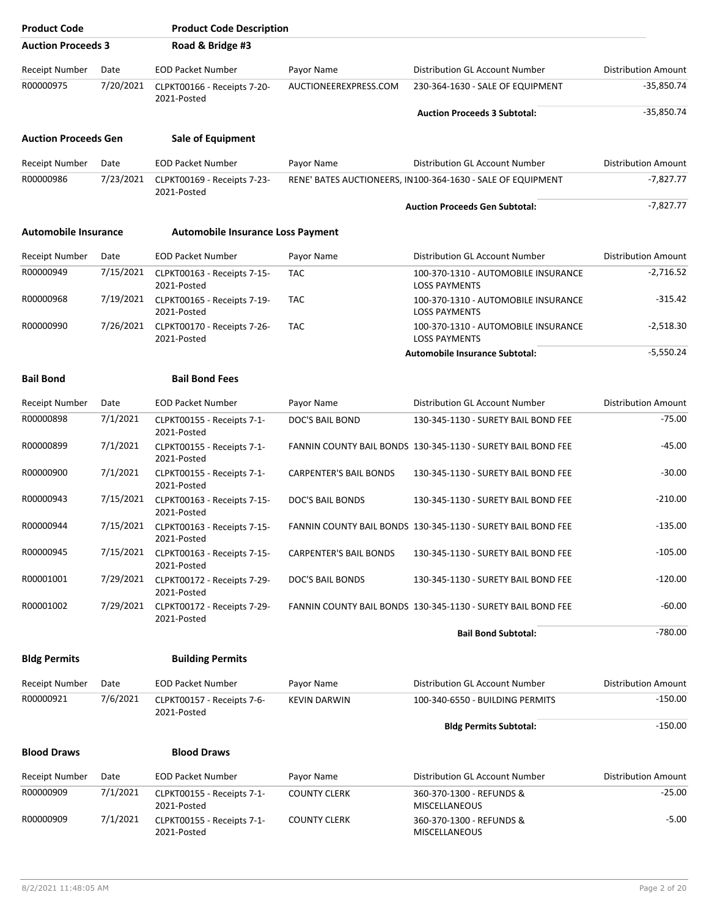| Product Code | Product Code Description |
|---|---|
| **Auction Proceeds 3** | **Road & Bridge #3** |

| Receipt Number | Date | EOD Packet Number | Payor Name | Distribution GL Account Number | Distribution Amount |
|---|---|---|---|---|---|
| R00000975 | 7/20/2021 | CLPKT00166 - Receipts 7-20-2021-Posted | AUCTIONEEREXPRESS.COM | 230-364-1630 - SALE OF EQUIPMENT | -35,850.74 |
| | | | | **Auction Proceeds 3 Subtotal:** | -35,850.74 |

**Auction Proceeds Gen** — **Sale of Equipment**

| Receipt Number | Date | EOD Packet Number | Payor Name | Distribution GL Account Number | Distribution Amount |
|---|---|---|---|---|---|
| R00000986 | 7/23/2021 | CLPKT00169 - Receipts 7-23-2021-Posted | RENE' BATES AUCTIONEERS, IN | 100-364-1630 - SALE OF EQUIPMENT | -7,827.77 |
| | | | | **Auction Proceeds Gen Subtotal:** | -7,827.77 |

**Automobile Insurance** — **Automobile Insurance Loss Payment**

| Receipt Number | Date | EOD Packet Number | Payor Name | Distribution GL Account Number | Distribution Amount |
|---|---|---|---|---|---|
| R00000949 | 7/15/2021 | CLPKT00163 - Receipts 7-15-2021-Posted | TAC | 100-370-1310 - AUTOMOBILE INSURANCE LOSS PAYMENTS | -2,716.52 |
| R00000968 | 7/19/2021 | CLPKT00165 - Receipts 7-19-2021-Posted | TAC | 100-370-1310 - AUTOMOBILE INSURANCE LOSS PAYMENTS | -315.42 |
| R00000990 | 7/26/2021 | CLPKT00170 - Receipts 7-26-2021-Posted | TAC | 100-370-1310 - AUTOMOBILE INSURANCE LOSS PAYMENTS | -2,518.30 |
| | | | | **Automobile Insurance Subtotal:** | -5,550.24 |

**Bail Bond** — **Bail Bond Fees**

| Receipt Number | Date | EOD Packet Number | Payor Name | Distribution GL Account Number | Distribution Amount |
|---|---|---|---|---|---|
| R00000898 | 7/1/2021 | CLPKT00155 - Receipts 7-1-2021-Posted | DOC'S BAIL BOND | 130-345-1130 - SURETY BAIL BOND FEE | -75.00 |
| R00000899 | 7/1/2021 | CLPKT00155 - Receipts 7-1-2021-Posted | FANNIN COUNTY BAIL BONDS | 130-345-1130 - SURETY BAIL BOND FEE | -45.00 |
| R00000900 | 7/1/2021 | CLPKT00155 - Receipts 7-1-2021-Posted | CARPENTER'S BAIL BONDS | 130-345-1130 - SURETY BAIL BOND FEE | -30.00 |
| R00000943 | 7/15/2021 | CLPKT00163 - Receipts 7-15-2021-Posted | DOC'S BAIL BONDS | 130-345-1130 - SURETY BAIL BOND FEE | -210.00 |
| R00000944 | 7/15/2021 | CLPKT00163 - Receipts 7-15-2021-Posted | FANNIN COUNTY BAIL BONDS | 130-345-1130 - SURETY BAIL BOND FEE | -135.00 |
| R00000945 | 7/15/2021 | CLPKT00163 - Receipts 7-15-2021-Posted | CARPENTER'S BAIL BONDS | 130-345-1130 - SURETY BAIL BOND FEE | -105.00 |
| R00001001 | 7/29/2021 | CLPKT00172 - Receipts 7-29-2021-Posted | DOC'S BAIL BONDS | 130-345-1130 - SURETY BAIL BOND FEE | -120.00 |
| R00001002 | 7/29/2021 | CLPKT00172 - Receipts 7-29-2021-Posted | FANNIN COUNTY BAIL BONDS | 130-345-1130 - SURETY BAIL BOND FEE | -60.00 |
| | | | | **Bail Bond Subtotal:** | -780.00 |

**Bldg Permits** — **Building Permits**

| Receipt Number | Date | EOD Packet Number | Payor Name | Distribution GL Account Number | Distribution Amount |
|---|---|---|---|---|---|
| R00000921 | 7/6/2021 | CLPKT00157 - Receipts 7-6-2021-Posted | KEVIN DARWIN | 100-340-6550 - BUILDING PERMITS | -150.00 |
| | | | | **Bldg Permits Subtotal:** | -150.00 |

**Blood Draws** — **Blood Draws**

| Receipt Number | Date | EOD Packet Number | Payor Name | Distribution GL Account Number | Distribution Amount |
|---|---|---|---|---|---|
| R00000909 | 7/1/2021 | CLPKT00155 - Receipts 7-1-2021-Posted | COUNTY CLERK | 360-370-1300 - REFUNDS & MISCELLANEOUS | -25.00 |
| R00000909 | 7/1/2021 | CLPKT00155 - Receipts 7-1-2021-Posted | COUNTY CLERK | 360-370-1300 - REFUNDS & MISCELLANEOUS | -5.00 |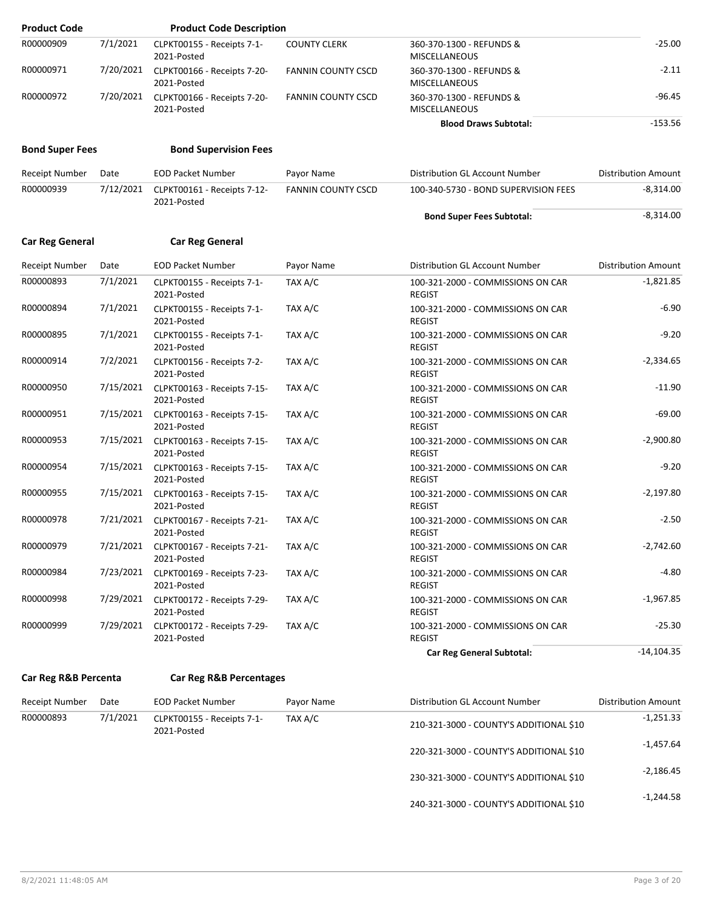| Product Code | | Product Code Description | | | |
|---|---|---|---|---|---|
| R00000909 | 7/1/2021 | CLPKT00155 - Receipts 7-1-2021-Posted | COUNTY CLERK | 360-370-1300 - REFUNDS & MISCELLANEOUS | -25.00 |
| R00000971 | 7/20/2021 | CLPKT00166 - Receipts 7-20-2021-Posted | FANNIN COUNTY CSCD | 360-370-1300 - REFUNDS & MISCELLANEOUS | -2.11 |
| R00000972 | 7/20/2021 | CLPKT00166 - Receipts 7-20-2021-Posted | FANNIN COUNTY CSCD | 360-370-1300 - REFUNDS & MISCELLANEOUS | -96.45 |
| | | | | **Blood Draws Subtotal:** | -153.56 |

**Bond Super Fees** **Bond Supervision Fees**

| Receipt Number | Date | EOD Packet Number | Payor Name | Distribution GL Account Number | Distribution Amount |
|---|---|---|---|---|---|
| R00000939 | 7/12/2021 | CLPKT00161 - Receipts 7-12-2021-Posted | FANNIN COUNTY CSCD | 100-340-5730 - BOND SUPERVISION FEES | -8,314.00 |
| | | | | **Bond Super Fees Subtotal:** | -8,314.00 |

**Car Reg General** **Car Reg General**

| Receipt Number | Date | EOD Packet Number | Payor Name | Distribution GL Account Number | Distribution Amount |
|---|---|---|---|---|---|
| R00000893 | 7/1/2021 | CLPKT00155 - Receipts 7-1-2021-Posted | TAX A/C | 100-321-2000 - COMMISSIONS ON CAR REGIST | -1,821.85 |
| R00000894 | 7/1/2021 | CLPKT00155 - Receipts 7-1-2021-Posted | TAX A/C | 100-321-2000 - COMMISSIONS ON CAR REGIST | -6.90 |
| R00000895 | 7/1/2021 | CLPKT00155 - Receipts 7-1-2021-Posted | TAX A/C | 100-321-2000 - COMMISSIONS ON CAR REGIST | -9.20 |
| R00000914 | 7/2/2021 | CLPKT00156 - Receipts 7-2-2021-Posted | TAX A/C | 100-321-2000 - COMMISSIONS ON CAR REGIST | -2,334.65 |
| R00000950 | 7/15/2021 | CLPKT00163 - Receipts 7-15-2021-Posted | TAX A/C | 100-321-2000 - COMMISSIONS ON CAR REGIST | -11.90 |
| R00000951 | 7/15/2021 | CLPKT00163 - Receipts 7-15-2021-Posted | TAX A/C | 100-321-2000 - COMMISSIONS ON CAR REGIST | -69.00 |
| R00000953 | 7/15/2021 | CLPKT00163 - Receipts 7-15-2021-Posted | TAX A/C | 100-321-2000 - COMMISSIONS ON CAR REGIST | -2,900.80 |
| R00000954 | 7/15/2021 | CLPKT00163 - Receipts 7-15-2021-Posted | TAX A/C | 100-321-2000 - COMMISSIONS ON CAR REGIST | -9.20 |
| R00000955 | 7/15/2021 | CLPKT00163 - Receipts 7-15-2021-Posted | TAX A/C | 100-321-2000 - COMMISSIONS ON CAR REGIST | -2,197.80 |
| R00000978 | 7/21/2021 | CLPKT00167 - Receipts 7-21-2021-Posted | TAX A/C | 100-321-2000 - COMMISSIONS ON CAR REGIST | -2.50 |
| R00000979 | 7/21/2021 | CLPKT00167 - Receipts 7-21-2021-Posted | TAX A/C | 100-321-2000 - COMMISSIONS ON CAR REGIST | -2,742.60 |
| R00000984 | 7/23/2021 | CLPKT00169 - Receipts 7-23-2021-Posted | TAX A/C | 100-321-2000 - COMMISSIONS ON CAR REGIST | -4.80 |
| R00000998 | 7/29/2021 | CLPKT00172 - Receipts 7-29-2021-Posted | TAX A/C | 100-321-2000 - COMMISSIONS ON CAR REGIST | -1,967.85 |
| R00000999 | 7/29/2021 | CLPKT00172 - Receipts 7-29-2021-Posted | TAX A/C | 100-321-2000 - COMMISSIONS ON CAR REGIST | -25.30 |
| | | | | **Car Reg General Subtotal:** | -14,104.35 |

**Car Reg R&B Percenta** **Car Reg R&B Percentages**

| Receipt Number | Date | EOD Packet Number | Payor Name | Distribution GL Account Number | Distribution Amount |
|---|---|---|---|---|---|
| R00000893 | 7/1/2021 | CLPKT00155 - Receipts 7-1-2021-Posted | TAX A/C | 210-321-3000 - COUNTY'S ADDITIONAL $10 | -1,251.33 |
| | | | | 220-321-3000 - COUNTY'S ADDITIONAL $10 | -1,457.64 |
| | | | | 230-321-3000 - COUNTY'S ADDITIONAL $10 | -2,186.45 |
| | | | | 240-321-3000 - COUNTY'S ADDITIONAL $10 | -1,244.58 |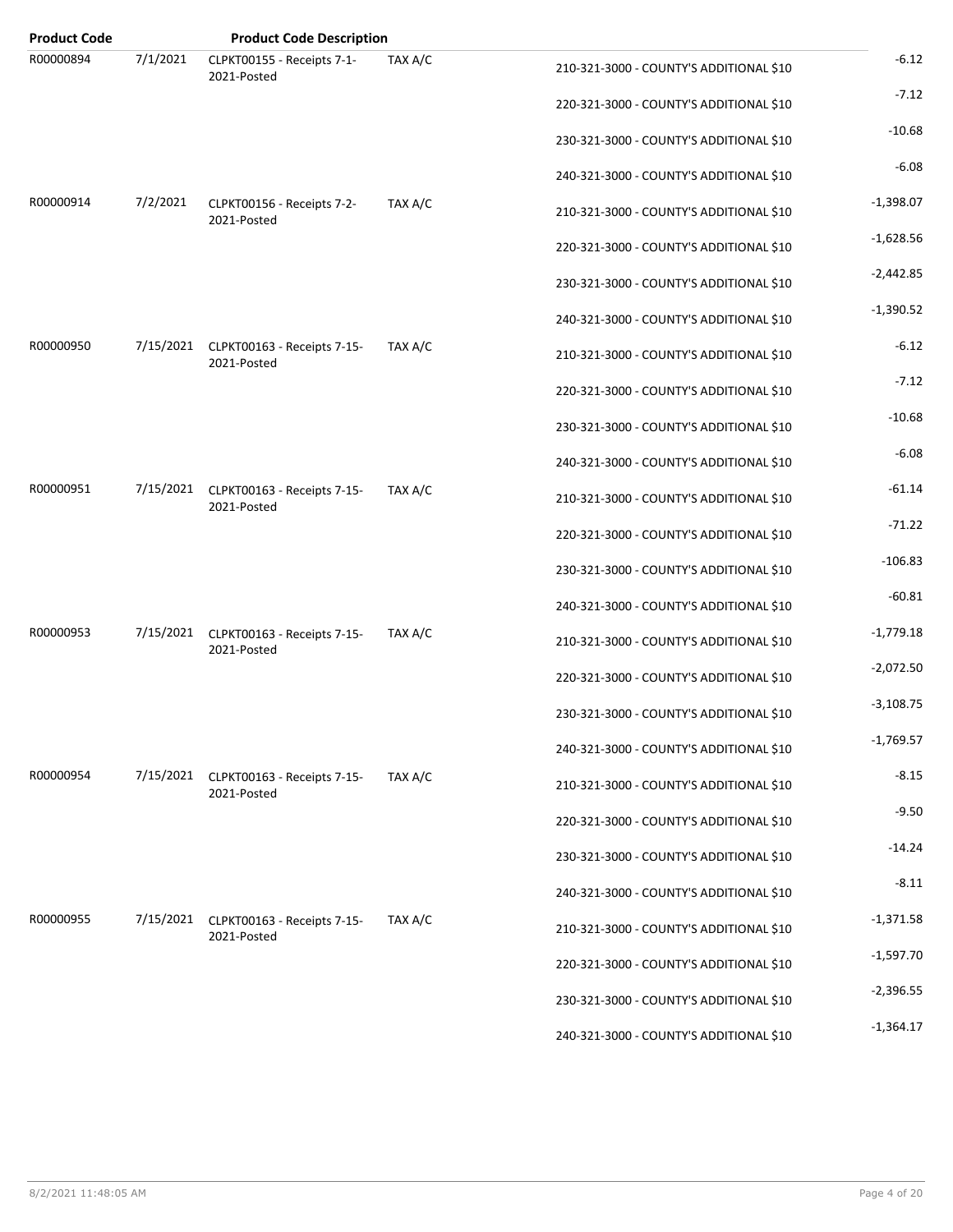| Product Code | | Product Code Description | | | |
|---|---|---|---|---|---|
| R00000894 | 7/1/2021 | CLPKT00155 - Receipts 7-1-2021-Posted | TAX A/C | 210-321-3000 - COUNTY'S ADDITIONAL $10 | -6.12 |
| | | | | 220-321-3000 - COUNTY'S ADDITIONAL $10 | -7.12 |
| | | | | 230-321-3000 - COUNTY'S ADDITIONAL $10 | -10.68 |
| | | | | 240-321-3000 - COUNTY'S ADDITIONAL $10 | -6.08 |
| R00000914 | 7/2/2021 | CLPKT00156 - Receipts 7-2-2021-Posted | TAX A/C | 210-321-3000 - COUNTY'S ADDITIONAL $10 | -1,398.07 |
| | | | | 220-321-3000 - COUNTY'S ADDITIONAL $10 | -1,628.56 |
| | | | | 230-321-3000 - COUNTY'S ADDITIONAL $10 | -2,442.85 |
| | | | | 240-321-3000 - COUNTY'S ADDITIONAL $10 | -1,390.52 |
| R00000950 | 7/15/2021 | CLPKT00163 - Receipts 7-15-2021-Posted | TAX A/C | 210-321-3000 - COUNTY'S ADDITIONAL $10 | -6.12 |
| | | | | 220-321-3000 - COUNTY'S ADDITIONAL $10 | -7.12 |
| | | | | 230-321-3000 - COUNTY'S ADDITIONAL $10 | -10.68 |
| | | | | 240-321-3000 - COUNTY'S ADDITIONAL $10 | -6.08 |
| R00000951 | 7/15/2021 | CLPKT00163 - Receipts 7-15-2021-Posted | TAX A/C | 210-321-3000 - COUNTY'S ADDITIONAL $10 | -61.14 |
| | | | | 220-321-3000 - COUNTY'S ADDITIONAL $10 | -71.22 |
| | | | | 230-321-3000 - COUNTY'S ADDITIONAL $10 | -106.83 |
| | | | | 240-321-3000 - COUNTY'S ADDITIONAL $10 | -60.81 |
| R00000953 | 7/15/2021 | CLPKT00163 - Receipts 7-15-2021-Posted | TAX A/C | 210-321-3000 - COUNTY'S ADDITIONAL $10 | -1,779.18 |
| | | | | 220-321-3000 - COUNTY'S ADDITIONAL $10 | -2,072.50 |
| | | | | 230-321-3000 - COUNTY'S ADDITIONAL $10 | -3,108.75 |
| | | | | 240-321-3000 - COUNTY'S ADDITIONAL $10 | -1,769.57 |
| R00000954 | 7/15/2021 | CLPKT00163 - Receipts 7-15-2021-Posted | TAX A/C | 210-321-3000 - COUNTY'S ADDITIONAL $10 | -8.15 |
| | | | | 220-321-3000 - COUNTY'S ADDITIONAL $10 | -9.50 |
| | | | | 230-321-3000 - COUNTY'S ADDITIONAL $10 | -14.24 |
| | | | | 240-321-3000 - COUNTY'S ADDITIONAL $10 | -8.11 |
| R00000955 | 7/15/2021 | CLPKT00163 - Receipts 7-15-2021-Posted | TAX A/C | 210-321-3000 - COUNTY'S ADDITIONAL $10 | -1,371.58 |
| | | | | 220-321-3000 - COUNTY'S ADDITIONAL $10 | -1,597.70 |
| | | | | 230-321-3000 - COUNTY'S ADDITIONAL $10 | -2,396.55 |
| | | | | 240-321-3000 - COUNTY'S ADDITIONAL $10 | -1,364.17 |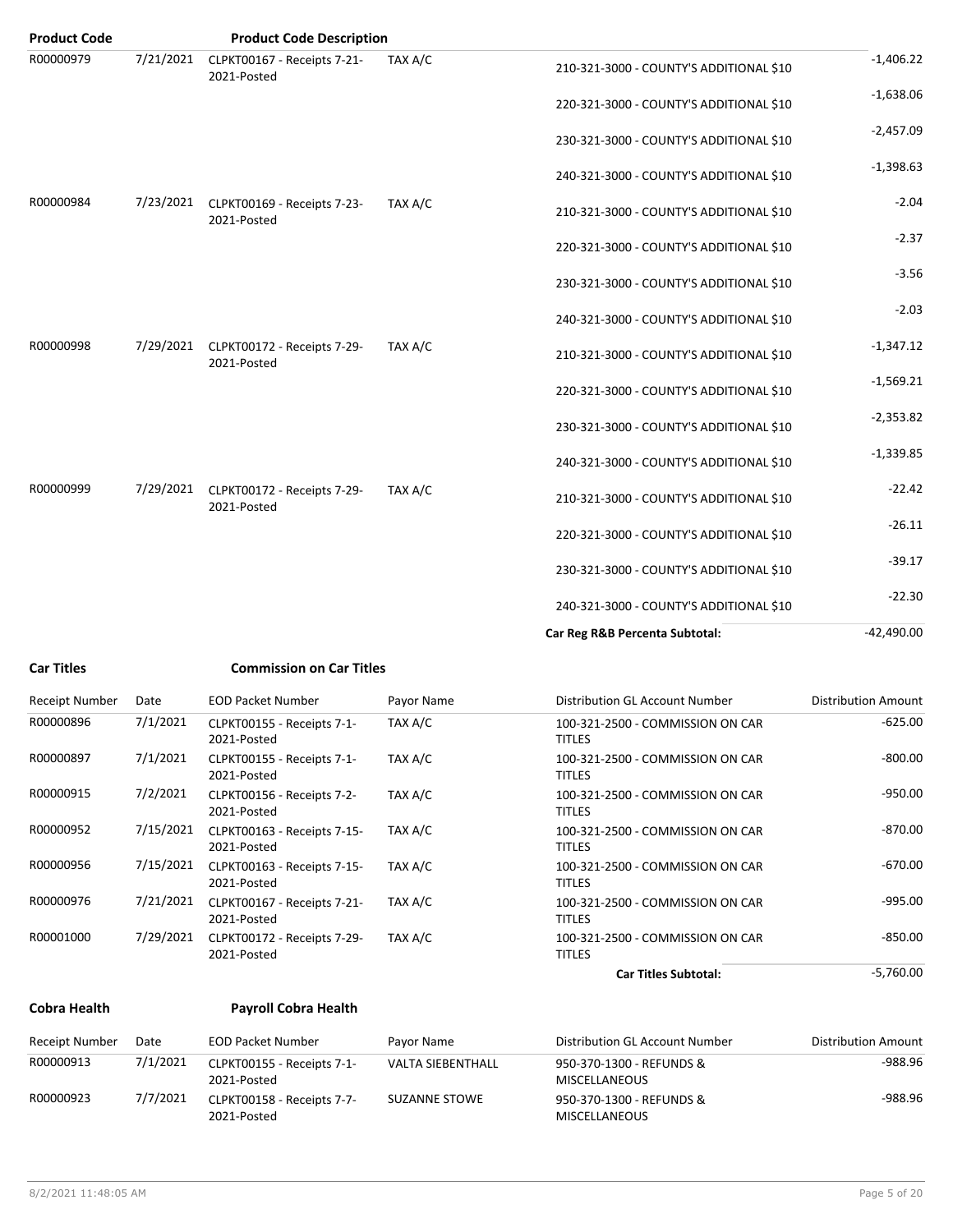| Product Code | | Product Code Description | | | |
|---|---|---|---|---|---|
| R00000979 | 7/21/2021 | CLPKT00167 - Receipts 7-21-2021-Posted | TAX A/C | 210-321-3000 - COUNTY'S ADDITIONAL $10 | -1,406.22 |
| | | | | 220-321-3000 - COUNTY'S ADDITIONAL $10 | -1,638.06 |
| | | | | 230-321-3000 - COUNTY'S ADDITIONAL $10 | -2,457.09 |
| | | | | 240-321-3000 - COUNTY'S ADDITIONAL $10 | -1,398.63 |
| R00000984 | 7/23/2021 | CLPKT00169 - Receipts 7-23-2021-Posted | TAX A/C | 210-321-3000 - COUNTY'S ADDITIONAL $10 | -2.04 |
| | | | | 220-321-3000 - COUNTY'S ADDITIONAL $10 | -2.37 |
| | | | | 230-321-3000 - COUNTY'S ADDITIONAL $10 | -3.56 |
| | | | | 240-321-3000 - COUNTY'S ADDITIONAL $10 | -2.03 |
| R00000998 | 7/29/2021 | CLPKT00172 - Receipts 7-29-2021-Posted | TAX A/C | 210-321-3000 - COUNTY'S ADDITIONAL $10 | -1,347.12 |
| | | | | 220-321-3000 - COUNTY'S ADDITIONAL $10 | -1,569.21 |
| | | | | 230-321-3000 - COUNTY'S ADDITIONAL $10 | -2,353.82 |
| | | | | 240-321-3000 - COUNTY'S ADDITIONAL $10 | -1,339.85 |
| R00000999 | 7/29/2021 | CLPKT00172 - Receipts 7-29-2021-Posted | TAX A/C | 210-321-3000 - COUNTY'S ADDITIONAL $10 | -22.42 |
| | | | | 220-321-3000 - COUNTY'S ADDITIONAL $10 | -26.11 |
| | | | | 230-321-3000 - COUNTY'S ADDITIONAL $10 | -39.17 |
| | | | | 240-321-3000 - COUNTY'S ADDITIONAL $10 | -22.30 |
| | | | | **Car Reg R&B Percenta Subtotal:** | -42,490.00 |

**Car Titles** **Commission on Car Titles**

| Receipt Number | Date | EOD Packet Number | Payor Name | Distribution GL Account Number | Distribution Amount |
|---|---|---|---|---|---|
| R00000896 | 7/1/2021 | CLPKT00155 - Receipts 7-1-2021-Posted | TAX A/C | 100-321-2500 - COMMISSION ON CAR TITLES | -625.00 |
| R00000897 | 7/1/2021 | CLPKT00155 - Receipts 7-1-2021-Posted | TAX A/C | 100-321-2500 - COMMISSION ON CAR TITLES | -800.00 |
| R00000915 | 7/2/2021 | CLPKT00156 - Receipts 7-2-2021-Posted | TAX A/C | 100-321-2500 - COMMISSION ON CAR TITLES | -950.00 |
| R00000952 | 7/15/2021 | CLPKT00163 - Receipts 7-15-2021-Posted | TAX A/C | 100-321-2500 - COMMISSION ON CAR TITLES | -870.00 |
| R00000956 | 7/15/2021 | CLPKT00163 - Receipts 7-15-2021-Posted | TAX A/C | 100-321-2500 - COMMISSION ON CAR TITLES | -670.00 |
| R00000976 | 7/21/2021 | CLPKT00167 - Receipts 7-21-2021-Posted | TAX A/C | 100-321-2500 - COMMISSION ON CAR TITLES | -995.00 |
| R00001000 | 7/29/2021 | CLPKT00172 - Receipts 7-29-2021-Posted | TAX A/C | 100-321-2500 - COMMISSION ON CAR TITLES | -850.00 |
| | | | | **Car Titles Subtotal:** | -5,760.00 |

**Cobra Health** **Payroll Cobra Health**

| Receipt Number | Date | EOD Packet Number | Payor Name | Distribution GL Account Number | Distribution Amount |
|---|---|---|---|---|---|
| R00000913 | 7/1/2021 | CLPKT00155 - Receipts 7-1-2021-Posted | VALTA SIEBENTHALL | 950-370-1300 - REFUNDS & MISCELLANEOUS | -988.96 |
| R00000923 | 7/7/2021 | CLPKT00158 - Receipts 7-7-2021-Posted | SUZANNE STOWE | 950-370-1300 - REFUNDS & MISCELLANEOUS | -988.96 |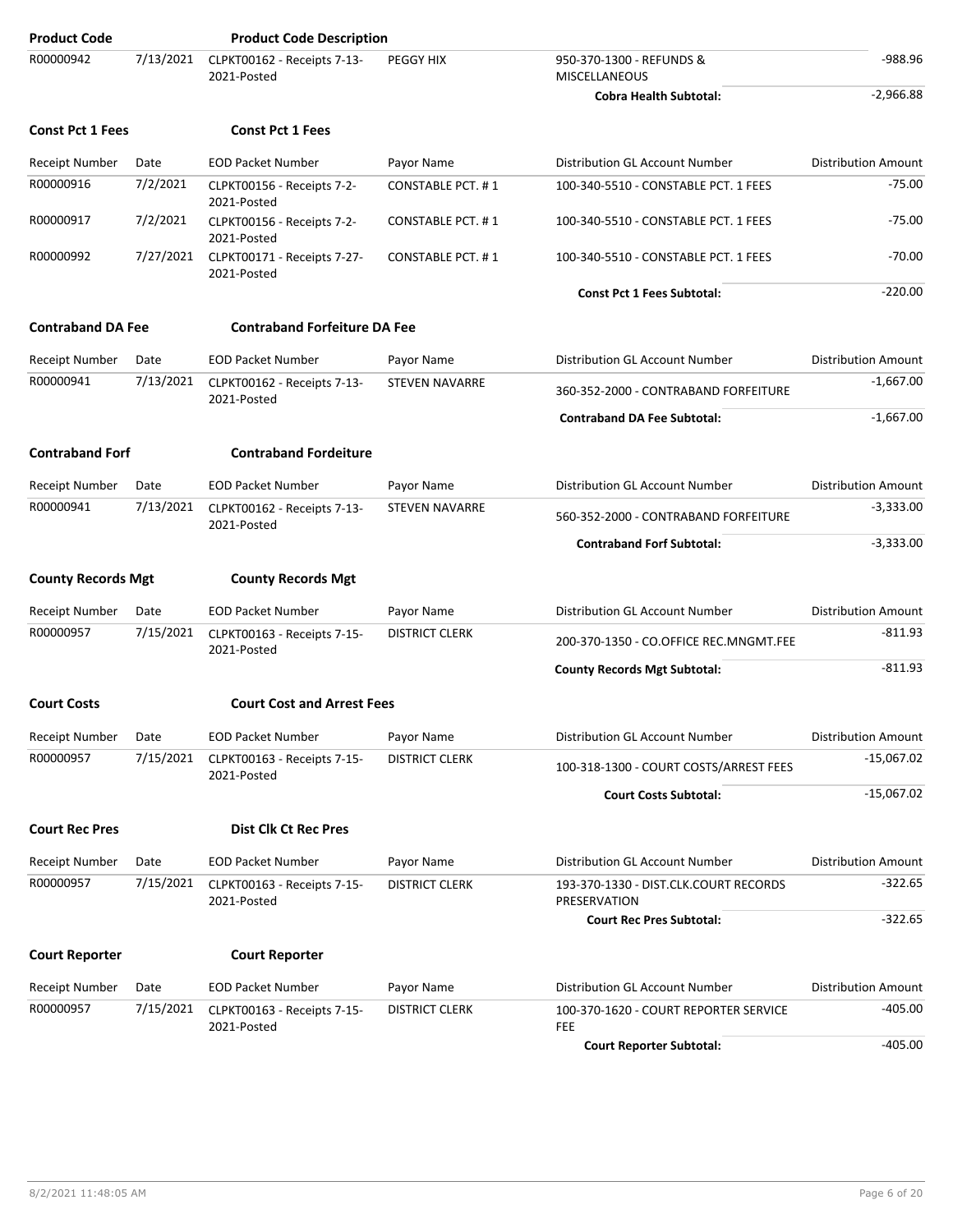| Product Code | | Product Code Description | | | |
|---|---|---|---|---|---|
| R00000942 | 7/13/2021 | CLPKT00162 - Receipts 7-13-2021-Posted | PEGGY HIX | 950-370-1300 - REFUNDS & MISCELLANEOUS | -988.96 |
| | | | | **Cobra Health Subtotal:** | -2,966.88 |

**Const Pct 1 Fees** **Const Pct 1 Fees**

| Receipt Number | Date | EOD Packet Number | Payor Name | Distribution GL Account Number | Distribution Amount |
|---|---|---|---|---|---|
| R00000916 | 7/2/2021 | CLPKT00156 - Receipts 7-2-2021-Posted | CONSTABLE PCT. # 1 | 100-340-5510 - CONSTABLE PCT. 1 FEES | -75.00 |
| R00000917 | 7/2/2021 | CLPKT00156 - Receipts 7-2-2021-Posted | CONSTABLE PCT. # 1 | 100-340-5510 - CONSTABLE PCT. 1 FEES | -75.00 |
| R00000992 | 7/27/2021 | CLPKT00171 - Receipts 7-27-2021-Posted | CONSTABLE PCT. # 1 | 100-340-5510 - CONSTABLE PCT. 1 FEES | -70.00 |
| | | | | **Const Pct 1 Fees Subtotal:** | -220.00 |

**Contraband DA Fee** **Contraband Forfeiture DA Fee**

| Receipt Number | Date | EOD Packet Number | Payor Name | Distribution GL Account Number | Distribution Amount |
|---|---|---|---|---|---|
| R00000941 | 7/13/2021 | CLPKT00162 - Receipts 7-13-2021-Posted | STEVEN NAVARRE | 360-352-2000 - CONTRABAND FORFEITURE | -1,667.00 |
| | | | | **Contraband DA Fee Subtotal:** | -1,667.00 |

**Contraband Forf** **Contraband Fordeiture**

| Receipt Number | Date | EOD Packet Number | Payor Name | Distribution GL Account Number | Distribution Amount |
|---|---|---|---|---|---|
| R00000941 | 7/13/2021 | CLPKT00162 - Receipts 7-13-2021-Posted | STEVEN NAVARRE | 560-352-2000 - CONTRABAND FORFEITURE | -3,333.00 |
| | | | | **Contraband Forf Subtotal:** | -3,333.00 |

**County Records Mgt** **County Records Mgt**

| Receipt Number | Date | EOD Packet Number | Payor Name | Distribution GL Account Number | Distribution Amount |
|---|---|---|---|---|---|
| R00000957 | 7/15/2021 | CLPKT00163 - Receipts 7-15-2021-Posted | DISTRICT CLERK | 200-370-1350 - CO.OFFICE REC.MNGMT.FEE | -811.93 |
| | | | | **County Records Mgt Subtotal:** | -811.93 |

**Court Costs** **Court Cost and Arrest Fees**

| Receipt Number | Date | EOD Packet Number | Payor Name | Distribution GL Account Number | Distribution Amount |
|---|---|---|---|---|---|
| R00000957 | 7/15/2021 | CLPKT00163 - Receipts 7-15-2021-Posted | DISTRICT CLERK | 100-318-1300 - COURT COSTS/ARREST FEES | -15,067.02 |
| | | | | **Court Costs Subtotal:** | -15,067.02 |

**Court Rec Pres** **Dist Clk Ct Rec Pres**

| Receipt Number | Date | EOD Packet Number | Payor Name | Distribution GL Account Number | Distribution Amount |
|---|---|---|---|---|---|
| R00000957 | 7/15/2021 | CLPKT00163 - Receipts 7-15-2021-Posted | DISTRICT CLERK | 193-370-1330 - DIST.CLK.COURT RECORDS PRESERVATION | -322.65 |
| | | | | **Court Rec Pres Subtotal:** | -322.65 |

**Court Reporter** **Court Reporter**

| Receipt Number | Date | EOD Packet Number | Payor Name | Distribution GL Account Number | Distribution Amount |
|---|---|---|---|---|---|
| R00000957 | 7/15/2021 | CLPKT00163 - Receipts 7-15-2021-Posted | DISTRICT CLERK | 100-370-1620 - COURT REPORTER SERVICE FEE | -405.00 |
| | | | | **Court Reporter Subtotal:** | -405.00 |

8/2/2021 11:48:05 AM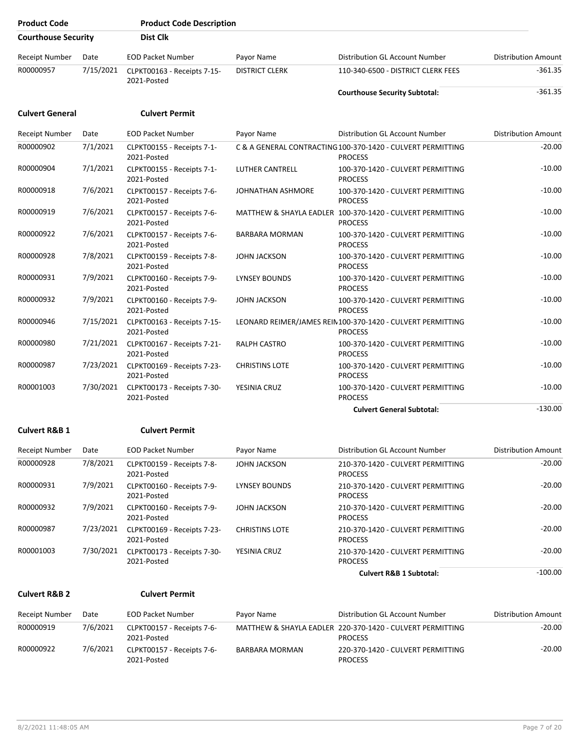| Product Code | Product Code Description |
|---|---|
| **Courthouse Security** | **Dist Clk** |

| Receipt Number | Date | EOD Packet Number | Payor Name | Distribution GL Account Number | Distribution Amount |
|---|---|---|---|---|---|
| R00000957 | 7/15/2021 | CLPKT00163 - Receipts 7-15-2021-Posted | DISTRICT CLERK | 110-340-6500 - DISTRICT CLERK FEES | -361.35 |
| | | | | **Courthouse Security Subtotal:** | -361.35 |

**Culvert General** **Culvert Permit**

| Receipt Number | Date | EOD Packet Number | Payor Name | Distribution GL Account Number | Distribution Amount |
|---|---|---|---|---|---|
| R00000902 | 7/1/2021 | CLPKT00155 - Receipts 7-1-2021-Posted | C & A GENERAL CONTRACTING | 100-370-1420 - CULVERT PERMITTING PROCESS | -20.00 |
| R00000904 | 7/1/2021 | CLPKT00155 - Receipts 7-1-2021-Posted | LUTHER CANTRELL | 100-370-1420 - CULVERT PERMITTING PROCESS | -10.00 |
| R00000918 | 7/6/2021 | CLPKT00157 - Receipts 7-6-2021-Posted | JOHNATHAN ASHMORE | 100-370-1420 - CULVERT PERMITTING PROCESS | -10.00 |
| R00000919 | 7/6/2021 | CLPKT00157 - Receipts 7-6-2021-Posted | MATTHEW & SHAYLA EADLER | 100-370-1420 - CULVERT PERMITTING PROCESS | -10.00 |
| R00000922 | 7/6/2021 | CLPKT00157 - Receipts 7-6-2021-Posted | BARBARA MORMAN | 100-370-1420 - CULVERT PERMITTING PROCESS | -10.00 |
| R00000928 | 7/8/2021 | CLPKT00159 - Receipts 7-8-2021-Posted | JOHN JACKSON | 100-370-1420 - CULVERT PERMITTING PROCESS | -10.00 |
| R00000931 | 7/9/2021 | CLPKT00160 - Receipts 7-9-2021-Posted | LYNSEY BOUNDS | 100-370-1420 - CULVERT PERMITTING PROCESS | -10.00 |
| R00000932 | 7/9/2021 | CLPKT00160 - Receipts 7-9-2021-Posted | JOHN JACKSON | 100-370-1420 - CULVERT PERMITTING PROCESS | -10.00 |
| R00000946 | 7/15/2021 | CLPKT00163 - Receipts 7-15-2021-Posted | LEONARD REIMER/JAMES REIN | 100-370-1420 - CULVERT PERMITTING PROCESS | -10.00 |
| R00000980 | 7/21/2021 | CLPKT00167 - Receipts 7-21-2021-Posted | RALPH CASTRO | 100-370-1420 - CULVERT PERMITTING PROCESS | -10.00 |
| R00000987 | 7/23/2021 | CLPKT00169 - Receipts 7-23-2021-Posted | CHRISTINS LOTE | 100-370-1420 - CULVERT PERMITTING PROCESS | -10.00 |
| R00001003 | 7/30/2021 | CLPKT00173 - Receipts 7-30-2021-Posted | YESINIA CRUZ | 100-370-1420 - CULVERT PERMITTING PROCESS | -10.00 |
| | | | | **Culvert General Subtotal:** | -130.00 |

**Culvert R&B 1** **Culvert Permit**

| Receipt Number | Date | EOD Packet Number | Payor Name | Distribution GL Account Number | Distribution Amount |
|---|---|---|---|---|---|
| R00000928 | 7/8/2021 | CLPKT00159 - Receipts 7-8-2021-Posted | JOHN JACKSON | 210-370-1420 - CULVERT PERMITTING PROCESS | -20.00 |
| R00000931 | 7/9/2021 | CLPKT00160 - Receipts 7-9-2021-Posted | LYNSEY BOUNDS | 210-370-1420 - CULVERT PERMITTING PROCESS | -20.00 |
| R00000932 | 7/9/2021 | CLPKT00160 - Receipts 7-9-2021-Posted | JOHN JACKSON | 210-370-1420 - CULVERT PERMITTING PROCESS | -20.00 |
| R00000987 | 7/23/2021 | CLPKT00169 - Receipts 7-23-2021-Posted | CHRISTINS LOTE | 210-370-1420 - CULVERT PERMITTING PROCESS | -20.00 |
| R00001003 | 7/30/2021 | CLPKT00173 - Receipts 7-30-2021-Posted | YESINIA CRUZ | 210-370-1420 - CULVERT PERMITTING PROCESS | -20.00 |
| | | | | **Culvert R&B 1 Subtotal:** | -100.00 |

**Culvert R&B 2** **Culvert Permit**

| Receipt Number | Date | EOD Packet Number | Payor Name | Distribution GL Account Number | Distribution Amount |
|---|---|---|---|---|---|
| R00000919 | 7/6/2021 | CLPKT00157 - Receipts 7-6-2021-Posted | MATTHEW & SHAYLA EADLER | 220-370-1420 - CULVERT PERMITTING PROCESS | -20.00 |
| R00000922 | 7/6/2021 | CLPKT00157 - Receipts 7-6-2021-Posted | BARBARA MORMAN | 220-370-1420 - CULVERT PERMITTING PROCESS | -20.00 |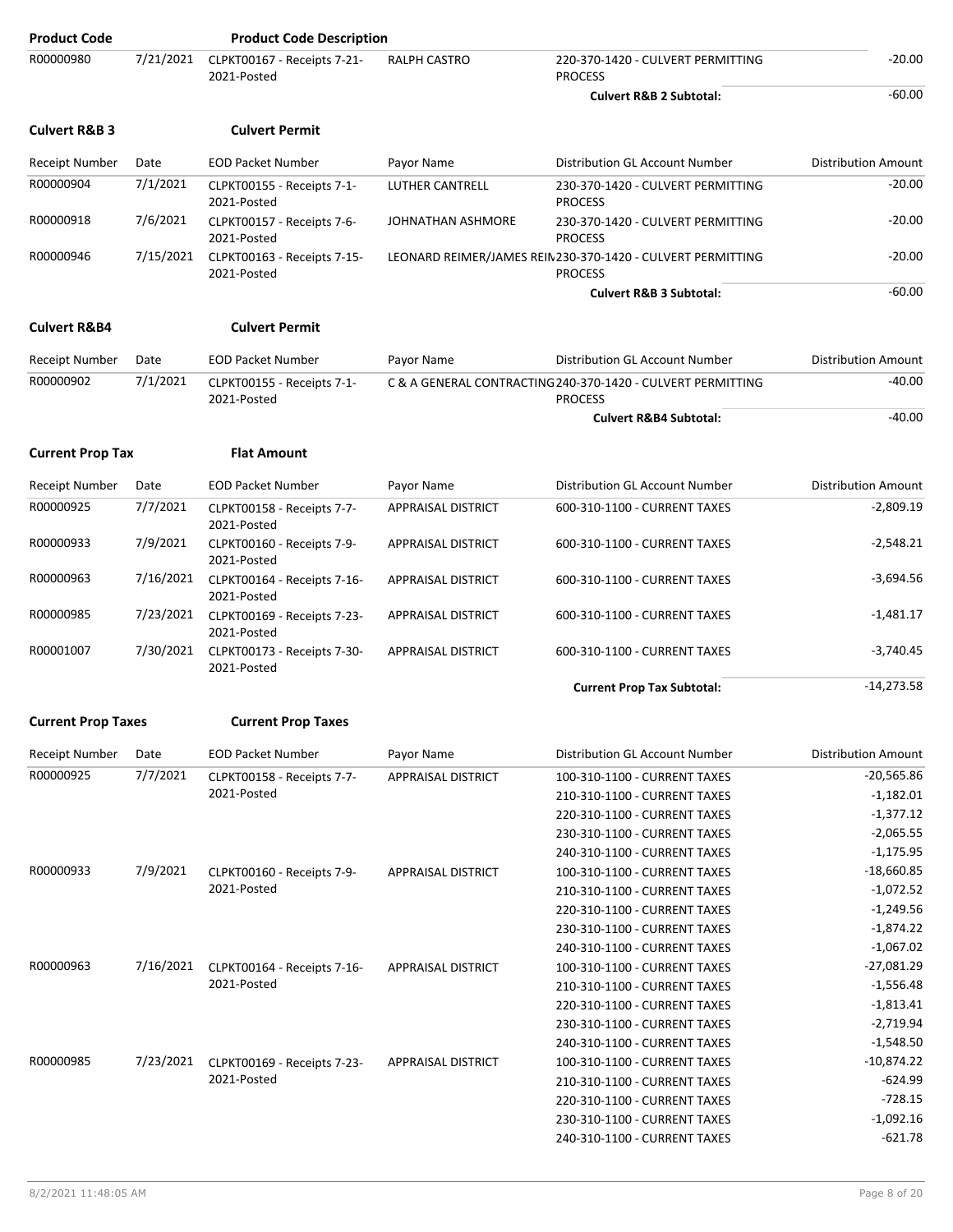| Product Code | | Product Code Description | | | |
|---|---|---|---|---|---|
| R00000980 | 7/21/2021 | CLPKT00167 - Receipts 7-21-2021-Posted | RALPH CASTRO | 220-370-1420 - CULVERT PERMITTING PROCESS | -20.00 |
| | | | | **Culvert R&B 2 Subtotal:** | -60.00 |

**Culvert R&B 3** **Culvert Permit**

| Receipt Number | Date | EOD Packet Number | Payor Name | Distribution GL Account Number | Distribution Amount |
|---|---|---|---|---|---|
| R00000904 | 7/1/2021 | CLPKT00155 - Receipts 7-1-2021-Posted | LUTHER CANTRELL | 230-370-1420 - CULVERT PERMITTING PROCESS | -20.00 |
| R00000918 | 7/6/2021 | CLPKT00157 - Receipts 7-6-2021-Posted | JOHNATHAN ASHMORE | 230-370-1420 - CULVERT PERMITTING PROCESS | -20.00 |
| R00000946 | 7/15/2021 | CLPKT00163 - Receipts 7-15-2021-Posted | LEONARD REIMER/JAMES REIN | 230-370-1420 - CULVERT PERMITTING PROCESS | -20.00 |
| | | | | **Culvert R&B 3 Subtotal:** | -60.00 |

**Culvert R&B4** **Culvert Permit**

| Receipt Number | Date | EOD Packet Number | Payor Name | Distribution GL Account Number | Distribution Amount |
|---|---|---|---|---|---|
| R00000902 | 7/1/2021 | CLPKT00155 - Receipts 7-1-2021-Posted | C & A GENERAL CONTRACTING | 240-370-1420 - CULVERT PERMITTING PROCESS | -40.00 |
| | | | | **Culvert R&B4 Subtotal:** | -40.00 |

**Current Prop Tax** **Flat Amount**

| Receipt Number | Date | EOD Packet Number | Payor Name | Distribution GL Account Number | Distribution Amount |
|---|---|---|---|---|---|
| R00000925 | 7/7/2021 | CLPKT00158 - Receipts 7-7-2021-Posted | APPRAISAL DISTRICT | 600-310-1100 - CURRENT TAXES | -2,809.19 |
| R00000933 | 7/9/2021 | CLPKT00160 - Receipts 7-9-2021-Posted | APPRAISAL DISTRICT | 600-310-1100 - CURRENT TAXES | -2,548.21 |
| R00000963 | 7/16/2021 | CLPKT00164 - Receipts 7-16-2021-Posted | APPRAISAL DISTRICT | 600-310-1100 - CURRENT TAXES | -3,694.56 |
| R00000985 | 7/23/2021 | CLPKT00169 - Receipts 7-23-2021-Posted | APPRAISAL DISTRICT | 600-310-1100 - CURRENT TAXES | -1,481.17 |
| R00001007 | 7/30/2021 | CLPKT00173 - Receipts 7-30-2021-Posted | APPRAISAL DISTRICT | 600-310-1100 - CURRENT TAXES | -3,740.45 |
| | | | | **Current Prop Tax Subtotal:** | -14,273.58 |

**Current Prop Taxes** **Current Prop Taxes**

| Receipt Number | Date | EOD Packet Number | Payor Name | Distribution GL Account Number | Distribution Amount |
|---|---|---|---|---|---|
| R00000925 | 7/7/2021 | CLPKT00158 - Receipts 7-7-2021-Posted | APPRAISAL DISTRICT | 100-310-1100 - CURRENT TAXES | -20,565.86 |
| | | | | 210-310-1100 - CURRENT TAXES | -1,182.01 |
| | | | | 220-310-1100 - CURRENT TAXES | -1,377.12 |
| | | | | 230-310-1100 - CURRENT TAXES | -2,065.55 |
| | | | | 240-310-1100 - CURRENT TAXES | -1,175.95 |
| R00000933 | 7/9/2021 | CLPKT00160 - Receipts 7-9-2021-Posted | APPRAISAL DISTRICT | 100-310-1100 - CURRENT TAXES | -18,660.85 |
| | | | | 210-310-1100 - CURRENT TAXES | -1,072.52 |
| | | | | 220-310-1100 - CURRENT TAXES | -1,249.56 |
| | | | | 230-310-1100 - CURRENT TAXES | -1,874.22 |
| | | | | 240-310-1100 - CURRENT TAXES | -1,067.02 |
| R00000963 | 7/16/2021 | CLPKT00164 - Receipts 7-16-2021-Posted | APPRAISAL DISTRICT | 100-310-1100 - CURRENT TAXES | -27,081.29 |
| | | | | 210-310-1100 - CURRENT TAXES | -1,556.48 |
| | | | | 220-310-1100 - CURRENT TAXES | -1,813.41 |
| | | | | 230-310-1100 - CURRENT TAXES | -2,719.94 |
| | | | | 240-310-1100 - CURRENT TAXES | -1,548.50 |
| R00000985 | 7/23/2021 | CLPKT00169 - Receipts 7-23-2021-Posted | APPRAISAL DISTRICT | 100-310-1100 - CURRENT TAXES | -10,874.22 |
| | | | | 210-310-1100 - CURRENT TAXES | -624.99 |
| | | | | 220-310-1100 - CURRENT TAXES | -728.15 |
| | | | | 230-310-1100 - CURRENT TAXES | -1,092.16 |
| | | | | 240-310-1100 - CURRENT TAXES | -621.78 |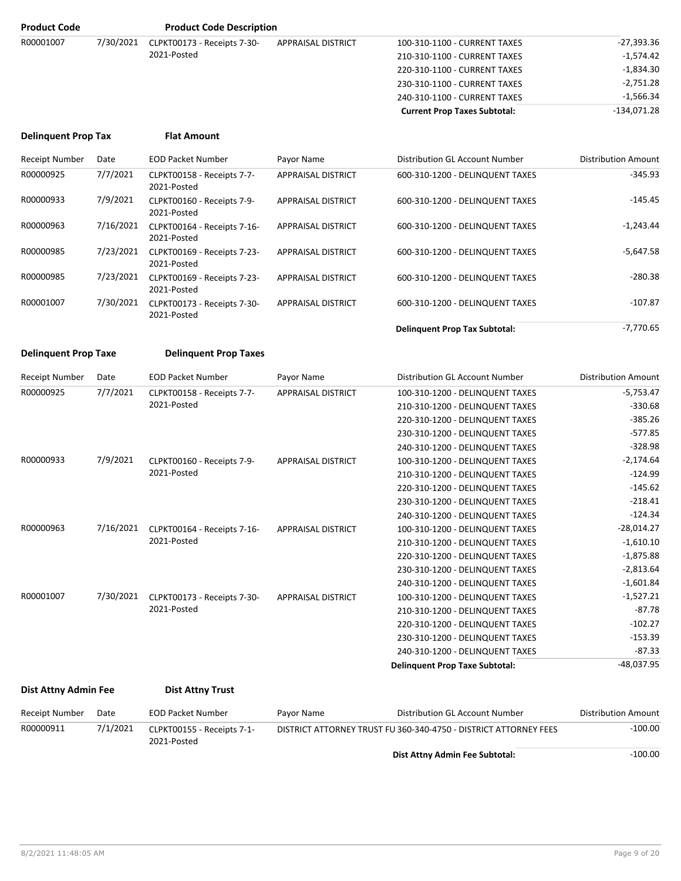| Product Code | | Product Code Description | | | |
|---|---|---|---|---|---|
| R00001007 | 7/30/2021 | CLPKT00173 - Receipts 7-30-2021-Posted | APPRAISAL DISTRICT | 100-310-1100 - CURRENT TAXES | -27,393.36 |
| | | | | 210-310-1100 - CURRENT TAXES | -1,574.42 |
| | | | | 220-310-1100 - CURRENT TAXES | -1,834.30 |
| | | | | 230-310-1100 - CURRENT TAXES | -2,751.28 |
| | | | | 240-310-1100 - CURRENT TAXES | -1,566.34 |
| | | | | **Current Prop Taxes Subtotal:** | -134,071.28 |

**Delinquent Prop Tax** **Flat Amount**

| Receipt Number | Date | EOD Packet Number | Payor Name | Distribution GL Account Number | Distribution Amount |
|---|---|---|---|---|---|
| R00000925 | 7/7/2021 | CLPKT00158 - Receipts 7-7-2021-Posted | APPRAISAL DISTRICT | 600-310-1200 - DELINQUENT TAXES | -345.93 |
| R00000933 | 7/9/2021 | CLPKT00160 - Receipts 7-9-2021-Posted | APPRAISAL DISTRICT | 600-310-1200 - DELINQUENT TAXES | -145.45 |
| R00000963 | 7/16/2021 | CLPKT00164 - Receipts 7-16-2021-Posted | APPRAISAL DISTRICT | 600-310-1200 - DELINQUENT TAXES | -1,243.44 |
| R00000985 | 7/23/2021 | CLPKT00169 - Receipts 7-23-2021-Posted | APPRAISAL DISTRICT | 600-310-1200 - DELINQUENT TAXES | -5,647.58 |
| R00000985 | 7/23/2021 | CLPKT00169 - Receipts 7-23-2021-Posted | APPRAISAL DISTRICT | 600-310-1200 - DELINQUENT TAXES | -280.38 |
| R00001007 | 7/30/2021 | CLPKT00173 - Receipts 7-30-2021-Posted | APPRAISAL DISTRICT | 600-310-1200 - DELINQUENT TAXES | -107.87 |
| | | | | **Delinquent Prop Tax Subtotal:** | -7,770.65 |

**Delinquent Prop Taxe** **Delinquent Prop Taxes**

| Receipt Number | Date | EOD Packet Number | Payor Name | Distribution GL Account Number | Distribution Amount |
|---|---|---|---|---|---|
| R00000925 | 7/7/2021 | CLPKT00158 - Receipts 7-7-2021-Posted | APPRAISAL DISTRICT | 100-310-1200 - DELINQUENT TAXES | -5,753.47 |
| | | | | 210-310-1200 - DELINQUENT TAXES | -330.68 |
| | | | | 220-310-1200 - DELINQUENT TAXES | -385.26 |
| | | | | 230-310-1200 - DELINQUENT TAXES | -577.85 |
| | | | | 240-310-1200 - DELINQUENT TAXES | -328.98 |
| R00000933 | 7/9/2021 | CLPKT00160 - Receipts 7-9-2021-Posted | APPRAISAL DISTRICT | 100-310-1200 - DELINQUENT TAXES | -2,174.64 |
| | | | | 210-310-1200 - DELINQUENT TAXES | -124.99 |
| | | | | 220-310-1200 - DELINQUENT TAXES | -145.62 |
| | | | | 230-310-1200 - DELINQUENT TAXES | -218.41 |
| | | | | 240-310-1200 - DELINQUENT TAXES | -124.34 |
| R00000963 | 7/16/2021 | CLPKT00164 - Receipts 7-16-2021-Posted | APPRAISAL DISTRICT | 100-310-1200 - DELINQUENT TAXES | -28,014.27 |
| | | | | 210-310-1200 - DELINQUENT TAXES | -1,610.10 |
| | | | | 220-310-1200 - DELINQUENT TAXES | -1,875.88 |
| | | | | 230-310-1200 - DELINQUENT TAXES | -2,813.64 |
| | | | | 240-310-1200 - DELINQUENT TAXES | -1,601.84 |
| R00001007 | 7/30/2021 | CLPKT00173 - Receipts 7-30-2021-Posted | APPRAISAL DISTRICT | 100-310-1200 - DELINQUENT TAXES | -1,527.21 |
| | | | | 210-310-1200 - DELINQUENT TAXES | -87.78 |
| | | | | 220-310-1200 - DELINQUENT TAXES | -102.27 |
| | | | | 230-310-1200 - DELINQUENT TAXES | -153.39 |
| | | | | 240-310-1200 - DELINQUENT TAXES | -87.33 |
| | | | | **Delinquent Prop Taxe Subtotal:** | -48,037.95 |

**Dist Attny Admin Fee** **Dist Attny Trust**

| Receipt Number | Date | EOD Packet Number | Payor Name | Distribution GL Account Number | Distribution Amount |
|---|---|---|---|---|---|
| R00000911 | 7/1/2021 | CLPKT00155 - Receipts 7-1-2021-Posted | DISTRICT ATTORNEY TRUST FU | 360-340-4750 - DISTRICT ATTORNEY FEES | -100.00 |
| | | | | **Dist Attny Admin Fee Subtotal:** | -100.00 |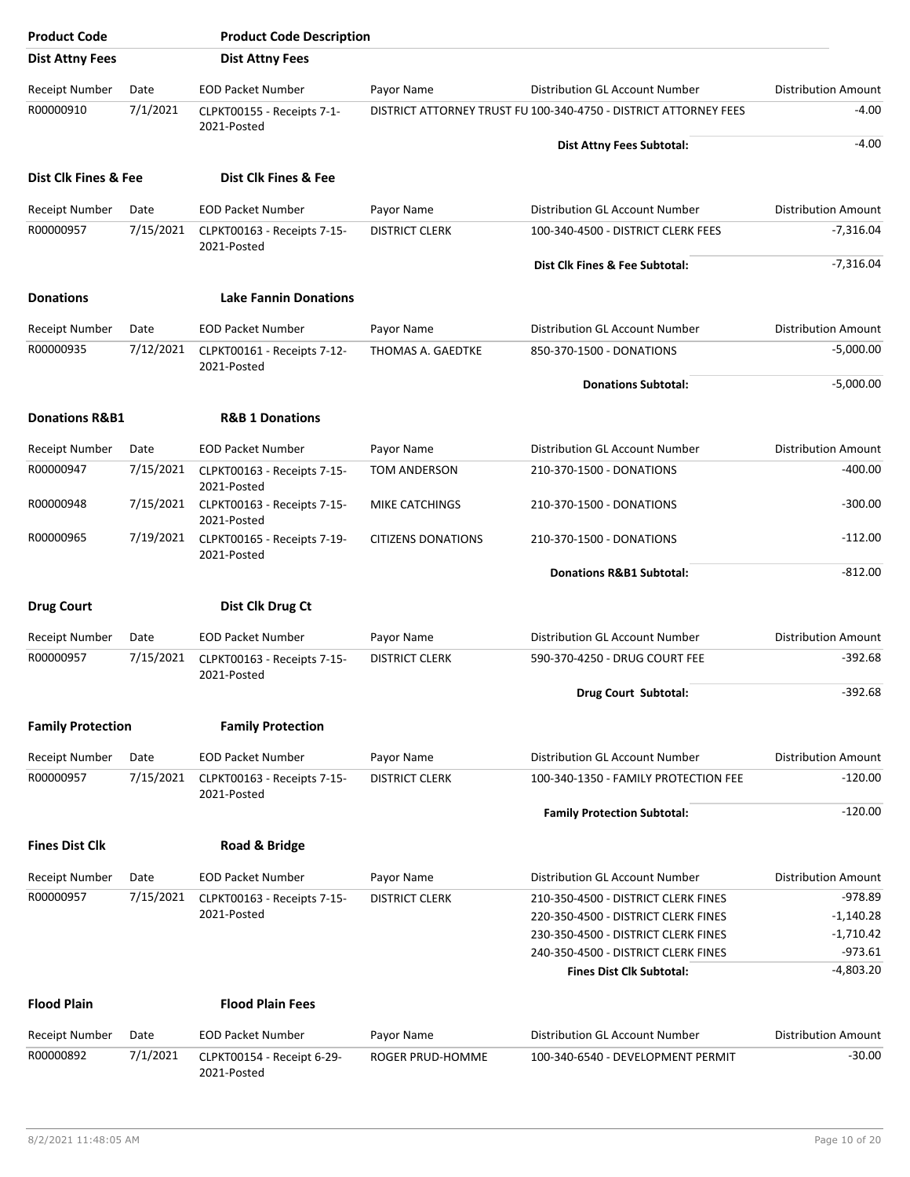| Product Code | Product Code Description | | | | |
|---|---|---|---|---|---|
| **Dist Attny Fees** | **Dist Attny Fees** | | | | |
| Receipt Number | Date | EOD Packet Number | Payor Name | Distribution GL Account Number | Distribution Amount |
| R00000910 | 7/1/2021 | CLPKT00155 - Receipts 7-1-2021-Posted | DISTRICT ATTORNEY TRUST FU | 100-340-4750 - DISTRICT ATTORNEY FEES | -4.00 |
| | | | | **Dist Attny Fees Subtotal:** | -4.00 |
| **Dist Clk Fines & Fee** | **Dist Clk Fines & Fee** | | | | |
| Receipt Number | Date | EOD Packet Number | Payor Name | Distribution GL Account Number | Distribution Amount |
| R00000957 | 7/15/2021 | CLPKT00163 - Receipts 7-15-2021-Posted | DISTRICT CLERK | 100-340-4500 - DISTRICT CLERK FEES | -7,316.04 |
| | | | | **Dist Clk Fines & Fee Subtotal:** | -7,316.04 |
| **Donations** | **Lake Fannin Donations** | | | | |
| Receipt Number | Date | EOD Packet Number | Payor Name | Distribution GL Account Number | Distribution Amount |
| R00000935 | 7/12/2021 | CLPKT00161 - Receipts 7-12-2021-Posted | THOMAS A. GAEDTKE | 850-370-1500 - DONATIONS | -5,000.00 |
| | | | | **Donations Subtotal:** | -5,000.00 |
| **Donations R&B1** | **R&B 1 Donations** | | | | |
| Receipt Number | Date | EOD Packet Number | Payor Name | Distribution GL Account Number | Distribution Amount |
| R00000947 | 7/15/2021 | CLPKT00163 - Receipts 7-15-2021-Posted | TOM ANDERSON | 210-370-1500 - DONATIONS | -400.00 |
| R00000948 | 7/15/2021 | CLPKT00163 - Receipts 7-15-2021-Posted | MIKE CATCHINGS | 210-370-1500 - DONATIONS | -300.00 |
| R00000965 | 7/19/2021 | CLPKT00165 - Receipts 7-19-2021-Posted | CITIZENS DONATIONS | 210-370-1500 - DONATIONS | -112.00 |
| | | | | **Donations R&B1 Subtotal:** | -812.00 |
| **Drug Court** | **Dist Clk Drug Ct** | | | | |
| Receipt Number | Date | EOD Packet Number | Payor Name | Distribution GL Account Number | Distribution Amount |
| R00000957 | 7/15/2021 | CLPKT00163 - Receipts 7-15-2021-Posted | DISTRICT CLERK | 590-370-4250 - DRUG COURT FEE | -392.68 |
| | | | | **Drug Court Subtotal:** | -392.68 |
| **Family Protection** | **Family Protection** | | | | |
| Receipt Number | Date | EOD Packet Number | Payor Name | Distribution GL Account Number | Distribution Amount |
| R00000957 | 7/15/2021 | CLPKT00163 - Receipts 7-15-2021-Posted | DISTRICT CLERK | 100-340-1350 - FAMILY PROTECTION FEE | -120.00 |
| | | | | **Family Protection Subtotal:** | -120.00 |
| **Fines Dist Clk** | **Road & Bridge** | | | | |
| Receipt Number | Date | EOD Packet Number | Payor Name | Distribution GL Account Number | Distribution Amount |
| R00000957 | 7/15/2021 | CLPKT00163 - Receipts 7-15-2021-Posted | DISTRICT CLERK | 210-350-4500 - DISTRICT CLERK FINES | -978.89 |
| | | | | 220-350-4500 - DISTRICT CLERK FINES | -1,140.28 |
| | | | | 230-350-4500 - DISTRICT CLERK FINES | -1,710.42 |
| | | | | 240-350-4500 - DISTRICT CLERK FINES | -973.61 |
| | | | | **Fines Dist Clk Subtotal:** | -4,803.20 |
| **Flood Plain** | **Flood Plain Fees** | | | | |
| Receipt Number | Date | EOD Packet Number | Payor Name | Distribution GL Account Number | Distribution Amount |
| R00000892 | 7/1/2021 | CLPKT00154 - Receipt 6-29-2021-Posted | ROGER PRUD-HOMME | 100-340-6540 - DEVELOPMENT PERMIT | -30.00 |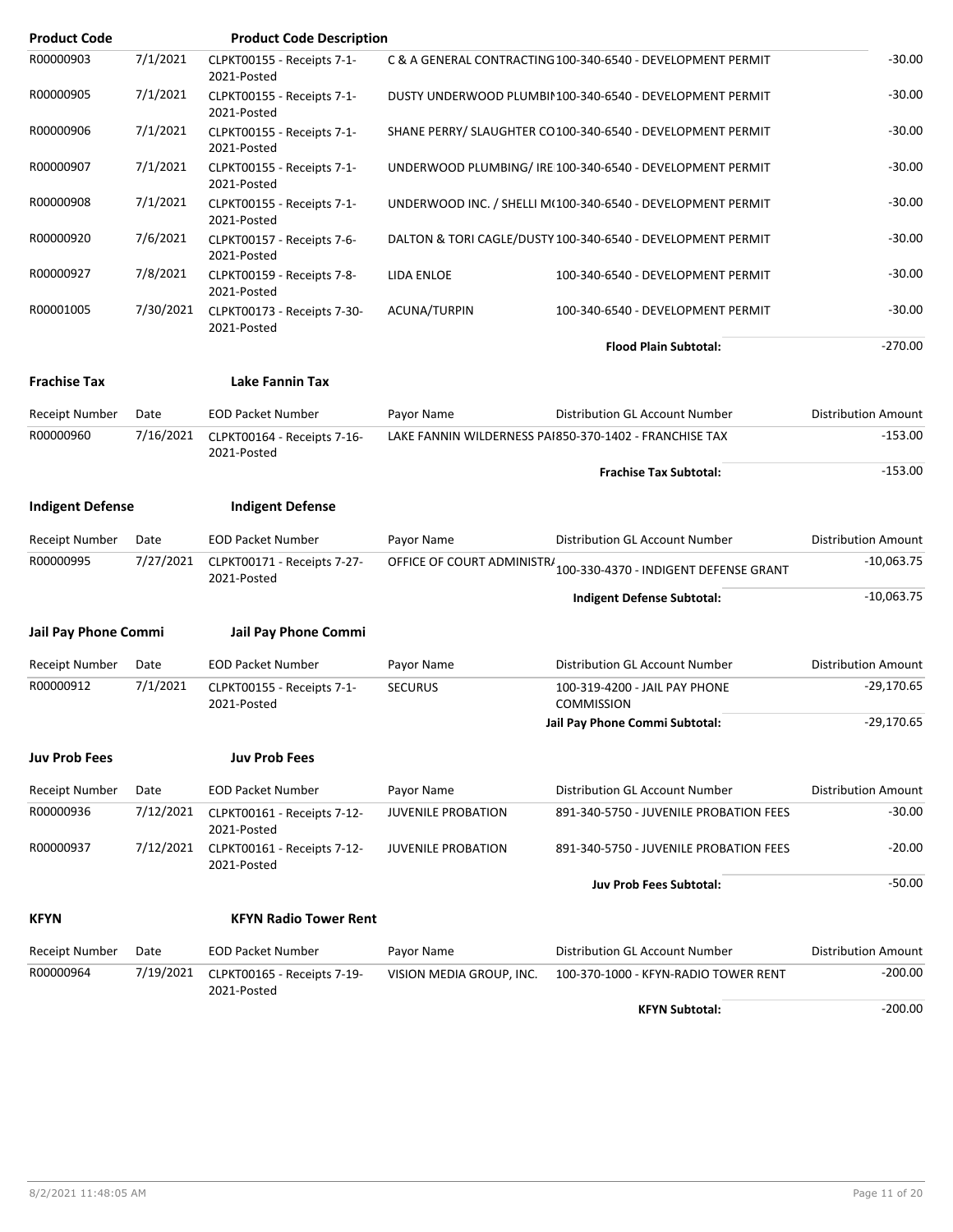| Product Code | | Product Code Description | | | |
|---|---|---|---|---|---|
| R00000903 | 7/1/2021 | CLPKT00155 - Receipts 7-1-2021-Posted | C & A GENERAL CONTRACTING | 100-340-6540 - DEVELOPMENT PERMIT | -30.00 |
| R00000905 | 7/1/2021 | CLPKT00155 - Receipts 7-1-2021-Posted | DUSTY UNDERWOOD PLUMBIN | 100-340-6540 - DEVELOPMENT PERMIT | -30.00 |
| R00000906 | 7/1/2021 | CLPKT00155 - Receipts 7-1-2021-Posted | SHANE PERRY/ SLAUGHTER CO | 100-340-6540 - DEVELOPMENT PERMIT | -30.00 |
| R00000907 | 7/1/2021 | CLPKT00155 - Receipts 7-1-2021-Posted | UNDERWOOD PLUMBING/ IRE | 100-340-6540 - DEVELOPMENT PERMIT | -30.00 |
| R00000908 | 7/1/2021 | CLPKT00155 - Receipts 7-1-2021-Posted | UNDERWOOD INC. / SHELLI M( | 100-340-6540 - DEVELOPMENT PERMIT | -30.00 |
| R00000920 | 7/6/2021 | CLPKT00157 - Receipts 7-6-2021-Posted | DALTON & TORI CAGLE/DUSTY | 100-340-6540 - DEVELOPMENT PERMIT | -30.00 |
| R00000927 | 7/8/2021 | CLPKT00159 - Receipts 7-8-2021-Posted | LIDA ENLOE | 100-340-6540 - DEVELOPMENT PERMIT | -30.00 |
| R00001005 | 7/30/2021 | CLPKT00173 - Receipts 7-30-2021-Posted | ACUNA/TURPIN | 100-340-6540 - DEVELOPMENT PERMIT | -30.00 |
| | | | | **Flood Plain Subtotal:** | -270.00 |

**Frachise Tax** **Lake Fannin Tax**

| Receipt Number | Date | EOD Packet Number | Payor Name | Distribution GL Account Number | Distribution Amount |
|---|---|---|---|---|---|
| R00000960 | 7/16/2021 | CLPKT00164 - Receipts 7-16-2021-Posted | LAKE FANNIN WILDERNESS PA | 850-370-1402 - FRANCHISE TAX | -153.00 |
| | | | | **Frachise Tax Subtotal:** | -153.00 |

**Indigent Defense** **Indigent Defense**

| Receipt Number | Date | EOD Packet Number | Payor Name | Distribution GL Account Number | Distribution Amount |
|---|---|---|---|---|---|
| R00000995 | 7/27/2021 | CLPKT00171 - Receipts 7-27-2021-Posted | OFFICE OF COURT ADMINISTR/ | 100-330-4370 - INDIGENT DEFENSE GRANT | -10,063.75 |
| | | | | **Indigent Defense Subtotal:** | -10,063.75 |

**Jail Pay Phone Commi** **Jail Pay Phone Commi**

| Receipt Number | Date | EOD Packet Number | Payor Name | Distribution GL Account Number | Distribution Amount |
|---|---|---|---|---|---|
| R00000912 | 7/1/2021 | CLPKT00155 - Receipts 7-1-2021-Posted | SECURUS | 100-319-4200 - JAIL PAY PHONE COMMISSION | -29,170.65 |
| | | | | **Jail Pay Phone Commi Subtotal:** | -29,170.65 |

**Juv Prob Fees** **Juv Prob Fees**

| Receipt Number | Date | EOD Packet Number | Payor Name | Distribution GL Account Number | Distribution Amount |
|---|---|---|---|---|---|
| R00000936 | 7/12/2021 | CLPKT00161 - Receipts 7-12-2021-Posted | JUVENILE PROBATION | 891-340-5750 - JUVENILE PROBATION FEES | -30.00 |
| R00000937 | 7/12/2021 | CLPKT00161 - Receipts 7-12-2021-Posted | JUVENILE PROBATION | 891-340-5750 - JUVENILE PROBATION FEES | -20.00 |
| | | | | **Juv Prob Fees Subtotal:** | -50.00 |

**KFYN** **KFYN Radio Tower Rent**

| Receipt Number | Date | EOD Packet Number | Payor Name | Distribution GL Account Number | Distribution Amount |
|---|---|---|---|---|---|
| R00000964 | 7/19/2021 | CLPKT00165 - Receipts 7-19-2021-Posted | VISION MEDIA GROUP, INC. | 100-370-1000 - KFYN-RADIO TOWER RENT | -200.00 |
| | | | | **KFYN Subtotal:** | -200.00 |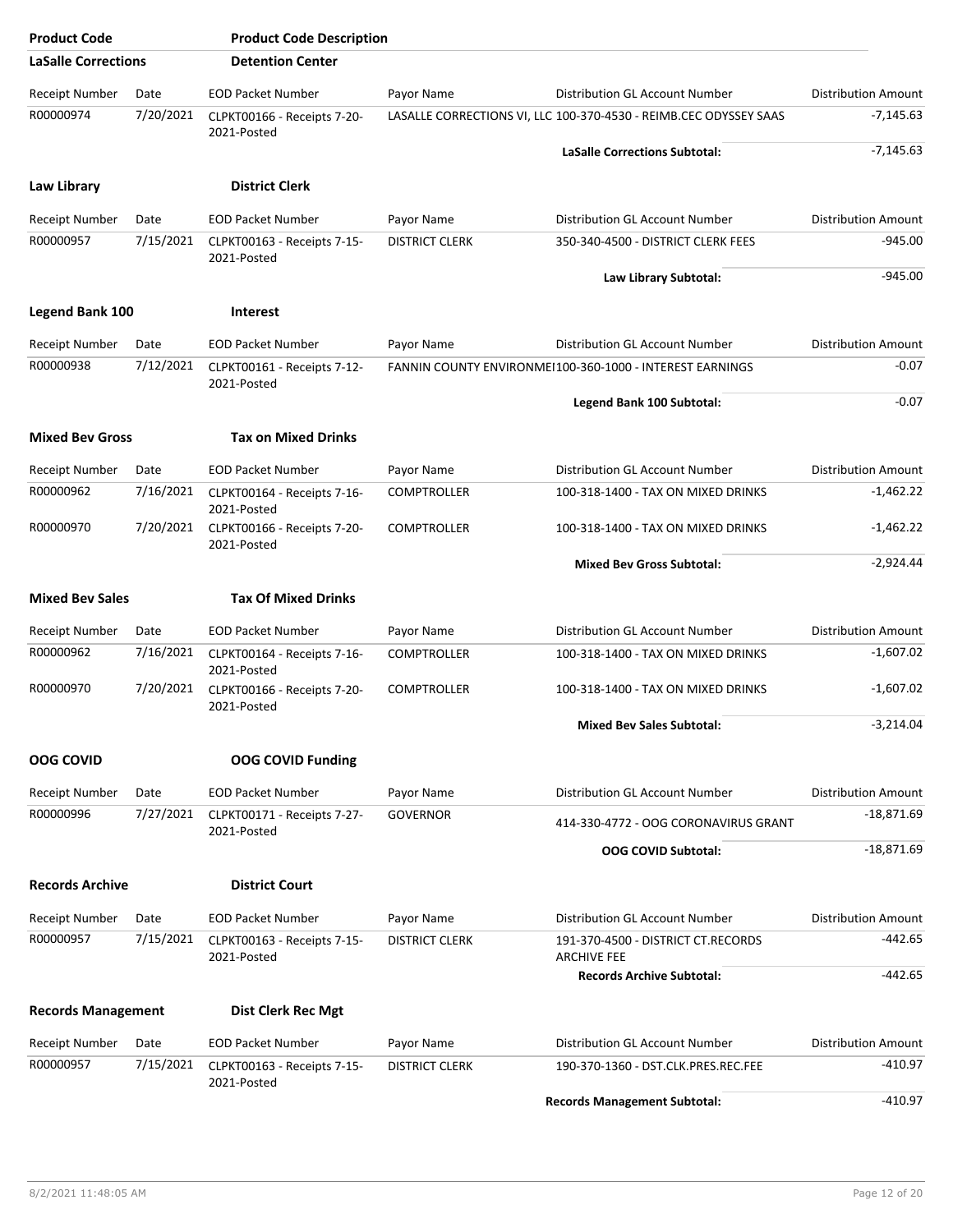| Product Code | Product Code Description | | | | |
|---|---|---|---|---|---|
| **LaSalle Corrections** | **Detention Center** | | | | |
| Receipt Number | Date | EOD Packet Number | Payor Name | Distribution GL Account Number | Distribution Amount |
| R00000974 | 7/20/2021 | CLPKT00166 - Receipts 7-20-2021-Posted | LASALLE CORRECTIONS VI, LLC | 100-370-4530 - REIMB.CEC ODYSSEY SAAS | -7,145.63 |
| | | | | **LaSalle Corrections Subtotal:** | -7,145.63 |
| **Law Library** | **District Clerk** | | | | |
| Receipt Number | Date | EOD Packet Number | Payor Name | Distribution GL Account Number | Distribution Amount |
| R00000957 | 7/15/2021 | CLPKT00163 - Receipts 7-15-2021-Posted | DISTRICT CLERK | 350-340-4500 - DISTRICT CLERK FEES | -945.00 |
| | | | | **Law Library Subtotal:** | -945.00 |
| **Legend Bank 100** | **Interest** | | | | |
| Receipt Number | Date | EOD Packet Number | Payor Name | Distribution GL Account Number | Distribution Amount |
| R00000938 | 7/12/2021 | CLPKT00161 - Receipts 7-12-2021-Posted | FANNIN COUNTY ENVIRONMEI | 100-360-1000 - INTEREST EARNINGS | -0.07 |
| | | | | **Legend Bank 100 Subtotal:** | -0.07 |
| **Mixed Bev Gross** | **Tax on Mixed Drinks** | | | | |
| Receipt Number | Date | EOD Packet Number | Payor Name | Distribution GL Account Number | Distribution Amount |
| R00000962 | 7/16/2021 | CLPKT00164 - Receipts 7-16-2021-Posted | COMPTROLLER | 100-318-1400 - TAX ON MIXED DRINKS | -1,462.22 |
| R00000970 | 7/20/2021 | CLPKT00166 - Receipts 7-20-2021-Posted | COMPTROLLER | 100-318-1400 - TAX ON MIXED DRINKS | -1,462.22 |
| | | | | **Mixed Bev Gross Subtotal:** | -2,924.44 |
| **Mixed Bev Sales** | **Tax Of Mixed Drinks** | | | | |
| Receipt Number | Date | EOD Packet Number | Payor Name | Distribution GL Account Number | Distribution Amount |
| R00000962 | 7/16/2021 | CLPKT00164 - Receipts 7-16-2021-Posted | COMPTROLLER | 100-318-1400 - TAX ON MIXED DRINKS | -1,607.02 |
| R00000970 | 7/20/2021 | CLPKT00166 - Receipts 7-20-2021-Posted | COMPTROLLER | 100-318-1400 - TAX ON MIXED DRINKS | -1,607.02 |
| | | | | **Mixed Bev Sales Subtotal:** | -3,214.04 |
| **OOG COVID** | **OOG COVID Funding** | | | | |
| Receipt Number | Date | EOD Packet Number | Payor Name | Distribution GL Account Number | Distribution Amount |
| R00000996 | 7/27/2021 | CLPKT00171 - Receipts 7-27-2021-Posted | GOVERNOR | 414-330-4772 - OOG CORONAVIRUS GRANT | -18,871.69 |
| | | | | **OOG COVID Subtotal:** | -18,871.69 |
| **Records Archive** | **District Court** | | | | |
| Receipt Number | Date | EOD Packet Number | Payor Name | Distribution GL Account Number | Distribution Amount |
| R00000957 | 7/15/2021 | CLPKT00163 - Receipts 7-15-2021-Posted | DISTRICT CLERK | 191-370-4500 - DISTRICT CT.RECORDS ARCHIVE FEE | -442.65 |
| | | | | **Records Archive Subtotal:** | -442.65 |
| **Records Management** | **Dist Clerk Rec Mgt** | | | | |
| Receipt Number | Date | EOD Packet Number | Payor Name | Distribution GL Account Number | Distribution Amount |
| R00000957 | 7/15/2021 | CLPKT00163 - Receipts 7-15-2021-Posted | DISTRICT CLERK | 190-370-1360 - DST.CLK.PRES.REC.FEE | -410.97 |
| | | | | **Records Management Subtotal:** | -410.97 |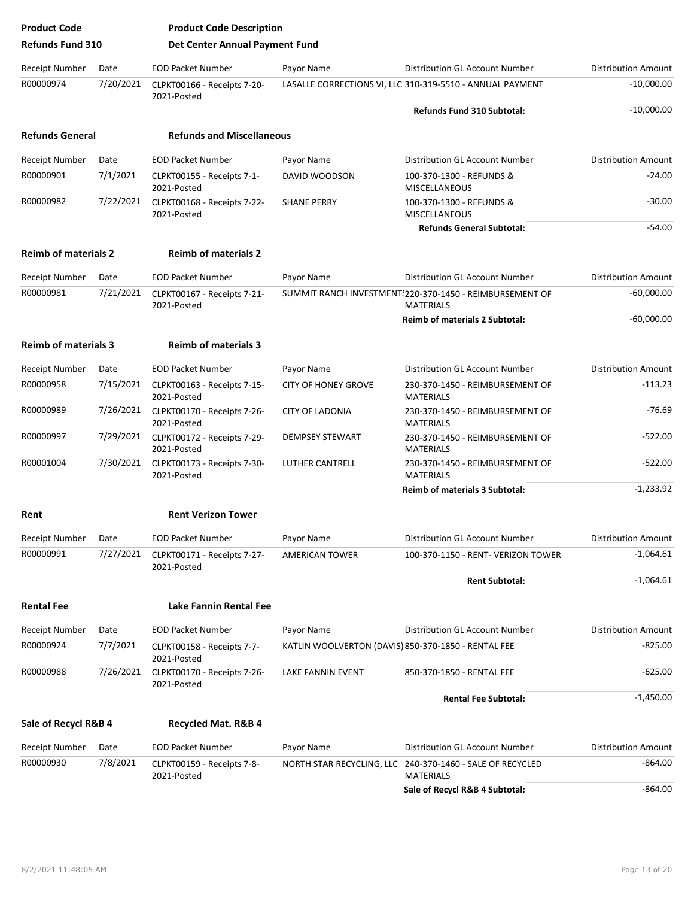| Product Code | Product Code Description | | | | |
|---|---|---|---|---|---|

**Refunds Fund 310** — **Det Center Annual Payment Fund**

| Receipt Number | Date | EOD Packet Number | Payor Name | Distribution GL Account Number | Distribution Amount |
|---|---|---|---|---|---|
| R00000974 | 7/20/2021 | CLPKT00166 - Receipts 7-20-2021-Posted | LASALLE CORRECTIONS VI, LLC | 310-319-5510 - ANNUAL PAYMENT | -10,000.00 |
| | | | | **Refunds Fund 310 Subtotal:** | -10,000.00 |

**Refunds General** — **Refunds and Miscellaneous**

| Receipt Number | Date | EOD Packet Number | Payor Name | Distribution GL Account Number | Distribution Amount |
|---|---|---|---|---|---|
| R00000901 | 7/1/2021 | CLPKT00155 - Receipts 7-1-2021-Posted | DAVID WOODSON | 100-370-1300 - REFUNDS & MISCELLANEOUS | -24.00 |
| R00000982 | 7/22/2021 | CLPKT00168 - Receipts 7-22-2021-Posted | SHANE PERRY | 100-370-1300 - REFUNDS & MISCELLANEOUS | -30.00 |
| | | | | **Refunds General Subtotal:** | -54.00 |

**Reimb of materials 2** — **Reimb of materials 2**

| Receipt Number | Date | EOD Packet Number | Payor Name | Distribution GL Account Number | Distribution Amount |
|---|---|---|---|---|---|
| R00000981 | 7/21/2021 | CLPKT00167 - Receipts 7-21-2021-Posted | SUMMIT RANCH INVESTMENT | 220-370-1450 - REIMBURSEMENT OF MATERIALS | -60,000.00 |
| | | | | **Reimb of materials 2 Subtotal:** | -60,000.00 |

**Reimb of materials 3** — **Reimb of materials 3**

| Receipt Number | Date | EOD Packet Number | Payor Name | Distribution GL Account Number | Distribution Amount |
|---|---|---|---|---|---|
| R00000958 | 7/15/2021 | CLPKT00163 - Receipts 7-15-2021-Posted | CITY OF HONEY GROVE | 230-370-1450 - REIMBURSEMENT OF MATERIALS | -113.23 |
| R00000989 | 7/26/2021 | CLPKT00170 - Receipts 7-26-2021-Posted | CITY OF LADONIA | 230-370-1450 - REIMBURSEMENT OF MATERIALS | -76.69 |
| R00000997 | 7/29/2021 | CLPKT00172 - Receipts 7-29-2021-Posted | DEMPSEY STEWART | 230-370-1450 - REIMBURSEMENT OF MATERIALS | -522.00 |
| R00001004 | 7/30/2021 | CLPKT00173 - Receipts 7-30-2021-Posted | LUTHER CANTRELL | 230-370-1450 - REIMBURSEMENT OF MATERIALS | -522.00 |
| | | | | **Reimb of materials 3 Subtotal:** | -1,233.92 |

**Rent** — **Rent Verizon Tower**

| Receipt Number | Date | EOD Packet Number | Payor Name | Distribution GL Account Number | Distribution Amount |
|---|---|---|---|---|---|
| R00000991 | 7/27/2021 | CLPKT00171 - Receipts 7-27-2021-Posted | AMERICAN TOWER | 100-370-1150 - RENT- VERIZON TOWER | -1,064.61 |
| | | | | **Rent Subtotal:** | -1,064.61 |

**Rental Fee** — **Lake Fannin Rental Fee**

| Receipt Number | Date | EOD Packet Number | Payor Name | Distribution GL Account Number | Distribution Amount |
|---|---|---|---|---|---|
| R00000924 | 7/7/2021 | CLPKT00158 - Receipts 7-7-2021-Posted | KATLIN WOOLVERTON (DAVIS) | 850-370-1850 - RENTAL FEE | -825.00 |
| R00000988 | 7/26/2021 | CLPKT00170 - Receipts 7-26-2021-Posted | LAKE FANNIN EVENT | 850-370-1850 - RENTAL FEE | -625.00 |
| | | | | **Rental Fee Subtotal:** | -1,450.00 |

**Sale of Recycl R&B 4** — **Recycled Mat. R&B 4**

| Receipt Number | Date | EOD Packet Number | Payor Name | Distribution GL Account Number | Distribution Amount |
|---|---|---|---|---|---|
| R00000930 | 7/8/2021 | CLPKT00159 - Receipts 7-8-2021-Posted | NORTH STAR RECYCLING, LLC | 240-370-1460 - SALE OF RECYCLED MATERIALS | -864.00 |
| | | | | **Sale of Recycl R&B 4 Subtotal:** | -864.00 |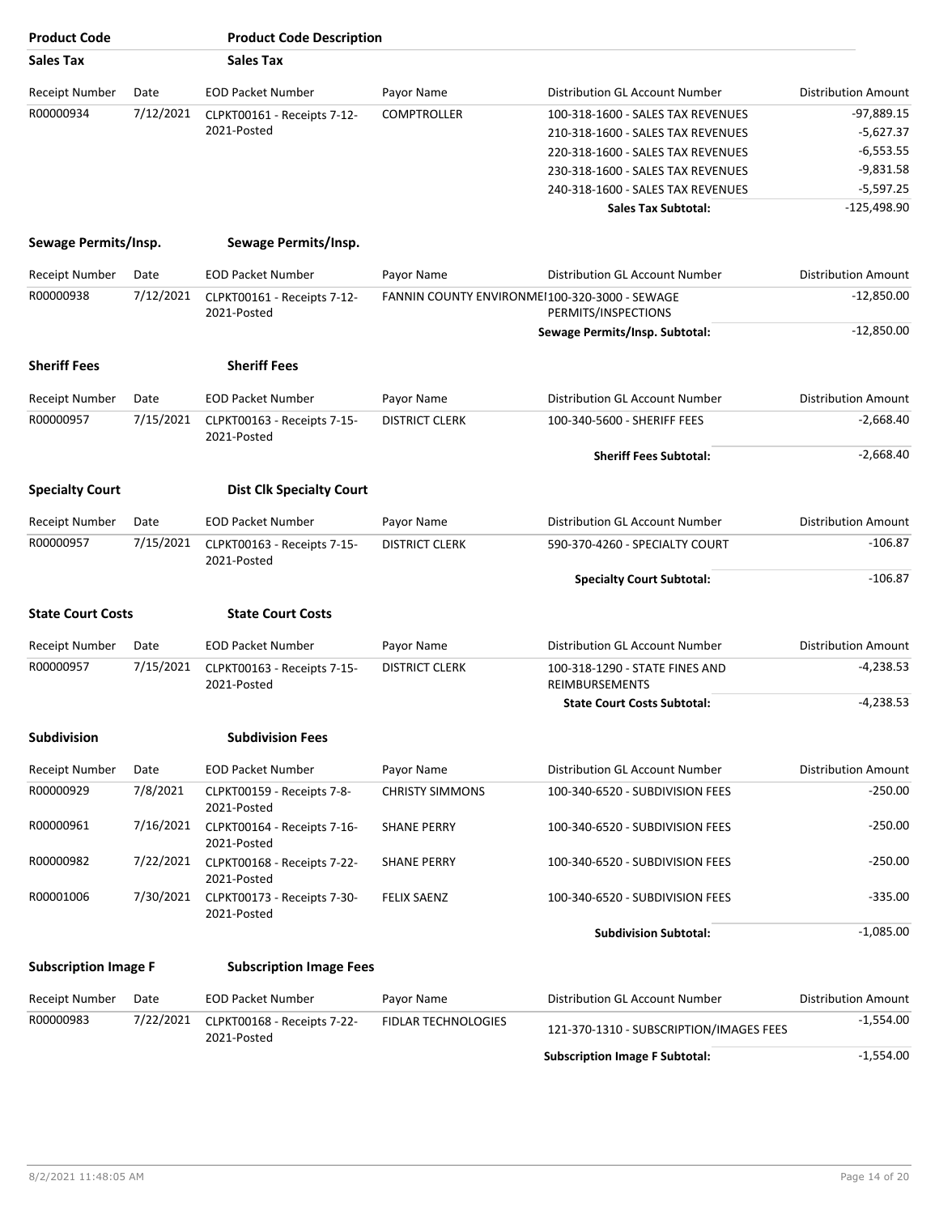| Product Code | Product Code Description | | | | |
|---|---|---|---|---|---|
| **Sales Tax** | **Sales Tax** | | | | |
| Receipt Number | Date | EOD Packet Number | Payor Name | Distribution GL Account Number | Distribution Amount |
| R00000934 | 7/12/2021 | CLPKT00161 - Receipts 7-12-2021-Posted | COMPTROLLER | 100-318-1600 - SALES TAX REVENUES | -97,889.15 |
| | | | | 210-318-1600 - SALES TAX REVENUES | -5,627.37 |
| | | | | 220-318-1600 - SALES TAX REVENUES | -6,553.55 |
| | | | | 230-318-1600 - SALES TAX REVENUES | -9,831.58 |
| | | | | 240-318-1600 - SALES TAX REVENUES | -5,597.25 |
| | | | | **Sales Tax Subtotal:** | -125,498.90 |
| **Sewage Permits/Insp.** | **Sewage Permits/Insp.** | | | | |
| Receipt Number | Date | EOD Packet Number | Payor Name | Distribution GL Account Number | Distribution Amount |
| R00000938 | 7/12/2021 | CLPKT00161 - Receipts 7-12-2021-Posted | FANNIN COUNTY ENVIRONMEI | 100-320-3000 - SEWAGE PERMITS/INSPECTIONS | -12,850.00 |
| | | | | **Sewage Permits/Insp. Subtotal:** | -12,850.00 |
| **Sheriff Fees** | **Sheriff Fees** | | | | |
| Receipt Number | Date | EOD Packet Number | Payor Name | Distribution GL Account Number | Distribution Amount |
| R00000957 | 7/15/2021 | CLPKT00163 - Receipts 7-15-2021-Posted | DISTRICT CLERK | 100-340-5600 - SHERIFF FEES | -2,668.40 |
| | | | | **Sheriff Fees Subtotal:** | -2,668.40 |
| **Specialty Court** | **Dist Clk Specialty Court** | | | | |
| Receipt Number | Date | EOD Packet Number | Payor Name | Distribution GL Account Number | Distribution Amount |
| R00000957 | 7/15/2021 | CLPKT00163 - Receipts 7-15-2021-Posted | DISTRICT CLERK | 590-370-4260 - SPECIALTY COURT | -106.87 |
| | | | | **Specialty Court Subtotal:** | -106.87 |
| **State Court Costs** | **State Court Costs** | | | | |
| Receipt Number | Date | EOD Packet Number | Payor Name | Distribution GL Account Number | Distribution Amount |
| R00000957 | 7/15/2021 | CLPKT00163 - Receipts 7-15-2021-Posted | DISTRICT CLERK | 100-318-1290 - STATE FINES AND REIMBURSEMENTS | -4,238.53 |
| | | | | **State Court Costs Subtotal:** | -4,238.53 |
| **Subdivision** | **Subdivision Fees** | | | | |
| Receipt Number | Date | EOD Packet Number | Payor Name | Distribution GL Account Number | Distribution Amount |
| R00000929 | 7/8/2021 | CLPKT00159 - Receipts 7-8-2021-Posted | CHRISTY SIMMONS | 100-340-6520 - SUBDIVISION FEES | -250.00 |
| R00000961 | 7/16/2021 | CLPKT00164 - Receipts 7-16-2021-Posted | SHANE PERRY | 100-340-6520 - SUBDIVISION FEES | -250.00 |
| R00000982 | 7/22/2021 | CLPKT00168 - Receipts 7-22-2021-Posted | SHANE PERRY | 100-340-6520 - SUBDIVISION FEES | -250.00 |
| R00001006 | 7/30/2021 | CLPKT00173 - Receipts 7-30-2021-Posted | FELIX SAENZ | 100-340-6520 - SUBDIVISION FEES | -335.00 |
| | | | | **Subdivision Subtotal:** | -1,085.00 |
| **Subscription Image F** | **Subscription Image Fees** | | | | |
| Receipt Number | Date | EOD Packet Number | Payor Name | Distribution GL Account Number | Distribution Amount |
| R00000983 | 7/22/2021 | CLPKT00168 - Receipts 7-22-2021-Posted | FIDLAR TECHNOLOGIES | 121-370-1310 - SUBSCRIPTION/IMAGES FEES | -1,554.00 |
| | | | | **Subscription Image F Subtotal:** | -1,554.00 |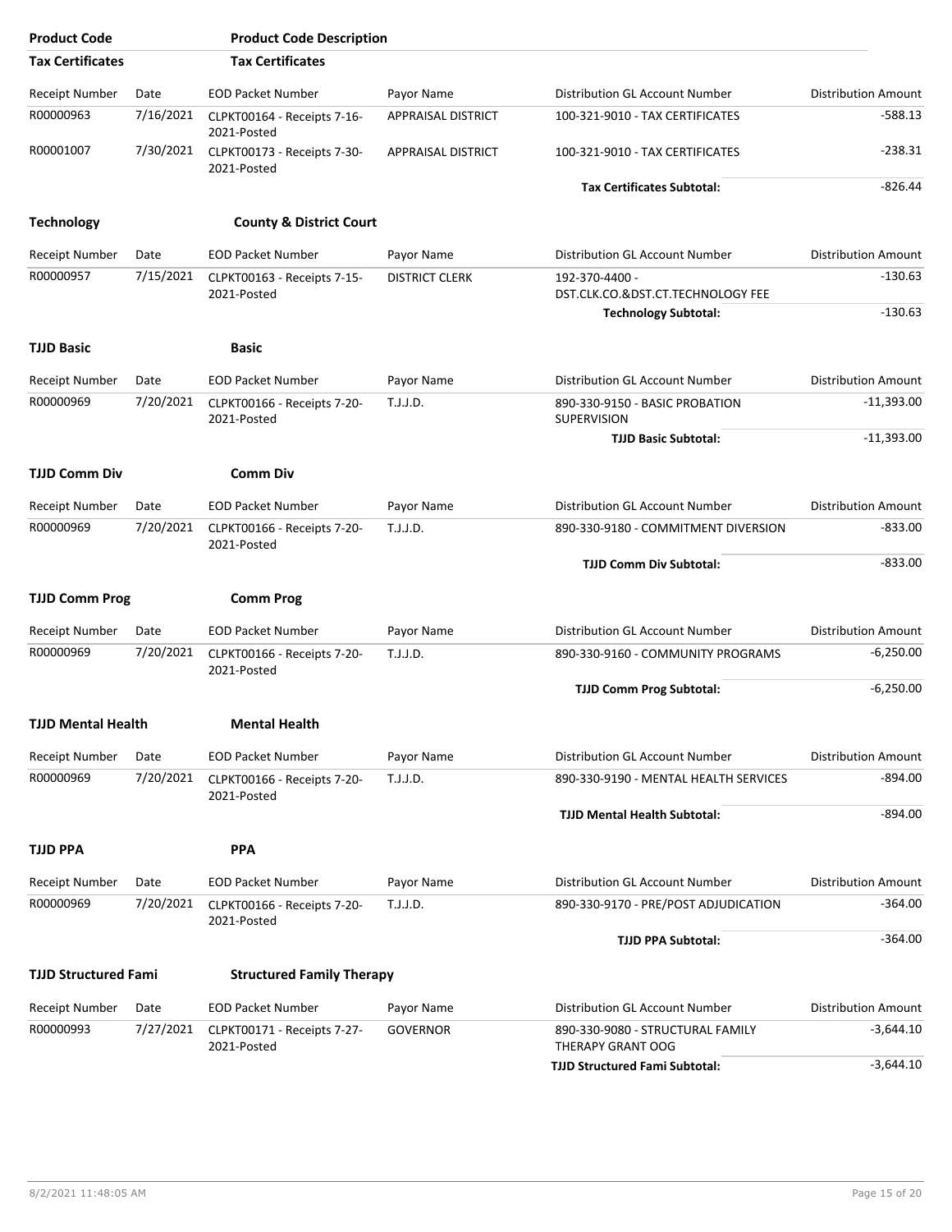| Product Code | Product Code Description | | | | |
|---|---|---|---|---|---|
| **Tax Certificates** | **Tax Certificates** | | | | |
| Receipt Number | Date | EOD Packet Number | Payor Name | Distribution GL Account Number | Distribution Amount |
| R00000963 | 7/16/2021 | CLPKT00164 - Receipts 7-16-2021-Posted | APPRAISAL DISTRICT | 100-321-9010 - TAX CERTIFICATES | -588.13 |
| R00001007 | 7/30/2021 | CLPKT00173 - Receipts 7-30-2021-Posted | APPRAISAL DISTRICT | 100-321-9010 - TAX CERTIFICATES | -238.31 |
| | | | | **Tax Certificates Subtotal:** | -826.44 |

| Technology | County & District Court | | | | |
|---|---|---|---|---|---|
| Receipt Number | Date | EOD Packet Number | Payor Name | Distribution GL Account Number | Distribution Amount |
| R00000957 | 7/15/2021 | CLPKT00163 - Receipts 7-15-2021-Posted | DISTRICT CLERK | 192-370-4400 - DST.CLK.CO.&DST.CT.TECHNOLOGY FEE | -130.63 |
| | | | | **Technology Subtotal:** | -130.63 |

| TJJD Basic | Basic | | | | |
|---|---|---|---|---|---|
| Receipt Number | Date | EOD Packet Number | Payor Name | Distribution GL Account Number | Distribution Amount |
| R00000969 | 7/20/2021 | CLPKT00166 - Receipts 7-20-2021-Posted | T.J.J.D. | 890-330-9150 - BASIC PROBATION SUPERVISION | -11,393.00 |
| | | | | **TJJD Basic Subtotal:** | -11,393.00 |

| TJJD Comm Div | Comm Div | | | | |
|---|---|---|---|---|---|
| Receipt Number | Date | EOD Packet Number | Payor Name | Distribution GL Account Number | Distribution Amount |
| R00000969 | 7/20/2021 | CLPKT00166 - Receipts 7-20-2021-Posted | T.J.J.D. | 890-330-9180 - COMMITMENT DIVERSION | -833.00 |
| | | | | **TJJD Comm Div Subtotal:** | -833.00 |

| TJJD Comm Prog | Comm Prog | | | | |
|---|---|---|---|---|---|
| Receipt Number | Date | EOD Packet Number | Payor Name | Distribution GL Account Number | Distribution Amount |
| R00000969 | 7/20/2021 | CLPKT00166 - Receipts 7-20-2021-Posted | T.J.J.D. | 890-330-9160 - COMMUNITY PROGRAMS | -6,250.00 |
| | | | | **TJJD Comm Prog Subtotal:** | -6,250.00 |

| TJJD Mental Health | Mental Health | | | | |
|---|---|---|---|---|---|
| Receipt Number | Date | EOD Packet Number | Payor Name | Distribution GL Account Number | Distribution Amount |
| R00000969 | 7/20/2021 | CLPKT00166 - Receipts 7-20-2021-Posted | T.J.J.D. | 890-330-9190 - MENTAL HEALTH SERVICES | -894.00 |
| | | | | **TJJD Mental Health Subtotal:** | -894.00 |

| TJJD PPA | PPA | | | | |
|---|---|---|---|---|---|
| Receipt Number | Date | EOD Packet Number | Payor Name | Distribution GL Account Number | Distribution Amount |
| R00000969 | 7/20/2021 | CLPKT00166 - Receipts 7-20-2021-Posted | T.J.J.D. | 890-330-9170 - PRE/POST ADJUDICATION | -364.00 |
| | | | | **TJJD PPA Subtotal:** | -364.00 |

| TJJD Structured Fami | Structured Family Therapy | | | | |
|---|---|---|---|---|---|
| Receipt Number | Date | EOD Packet Number | Payor Name | Distribution GL Account Number | Distribution Amount |
| R00000993 | 7/27/2021 | CLPKT00171 - Receipts 7-27-2021-Posted | GOVERNOR | 890-330-9080 - STRUCTURAL FAMILY THERAPY GRANT OOG | -3,644.10 |
| | | | | **TJJD Structured Fami Subtotal:** | -3,644.10 |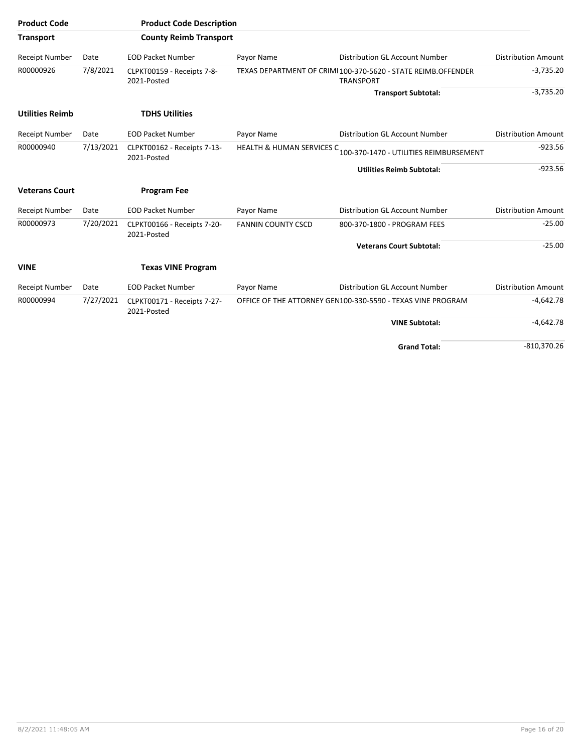| Product Code | Product Code Description | | | | |
|---|---|---|---|---|---|
| **Transport** | **County Reimb Transport** | | | | |
| Receipt Number | Date | EOD Packet Number | Payor Name | Distribution GL Account Number | Distribution Amount |
| R00000926 | 7/8/2021 | CLPKT00159 - Receipts 7-8-2021-Posted | TEXAS DEPARTMENT OF CRIMI | 100-370-5620 - STATE REIMB.OFFENDER TRANSPORT | -3,735.20 |
| | | | | **Transport Subtotal:** | -3,735.20 |
| **Utilities Reimb** | **TDHS Utilities** | | | | |
| Receipt Number | Date | EOD Packet Number | Payor Name | Distribution GL Account Number | Distribution Amount |
| R00000940 | 7/13/2021 | CLPKT00162 - Receipts 7-13-2021-Posted | HEALTH & HUMAN SERVICES C | 100-370-1470 - UTILITIES REIMBURSEMENT | -923.56 |
| | | | | **Utilities Reimb Subtotal:** | -923.56 |
| **Veterans Court** | **Program Fee** | | | | |
| Receipt Number | Date | EOD Packet Number | Payor Name | Distribution GL Account Number | Distribution Amount |
| R00000973 | 7/20/2021 | CLPKT00166 - Receipts 7-20-2021-Posted | FANNIN COUNTY CSCD | 800-370-1800 - PROGRAM FEES | -25.00 |
| | | | | **Veterans Court Subtotal:** | -25.00 |
| **VINE** | **Texas VINE Program** | | | | |
| Receipt Number | Date | EOD Packet Number | Payor Name | Distribution GL Account Number | Distribution Amount |
| R00000994 | 7/27/2021 | CLPKT00171 - Receipts 7-27-2021-Posted | OFFICE OF THE ATTORNEY GEN | 100-330-5590 - TEXAS VINE PROGRAM | -4,642.78 |
| | | | | **VINE Subtotal:** | -4,642.78 |
| | | | | **Grand Total:** | -810,370.26 |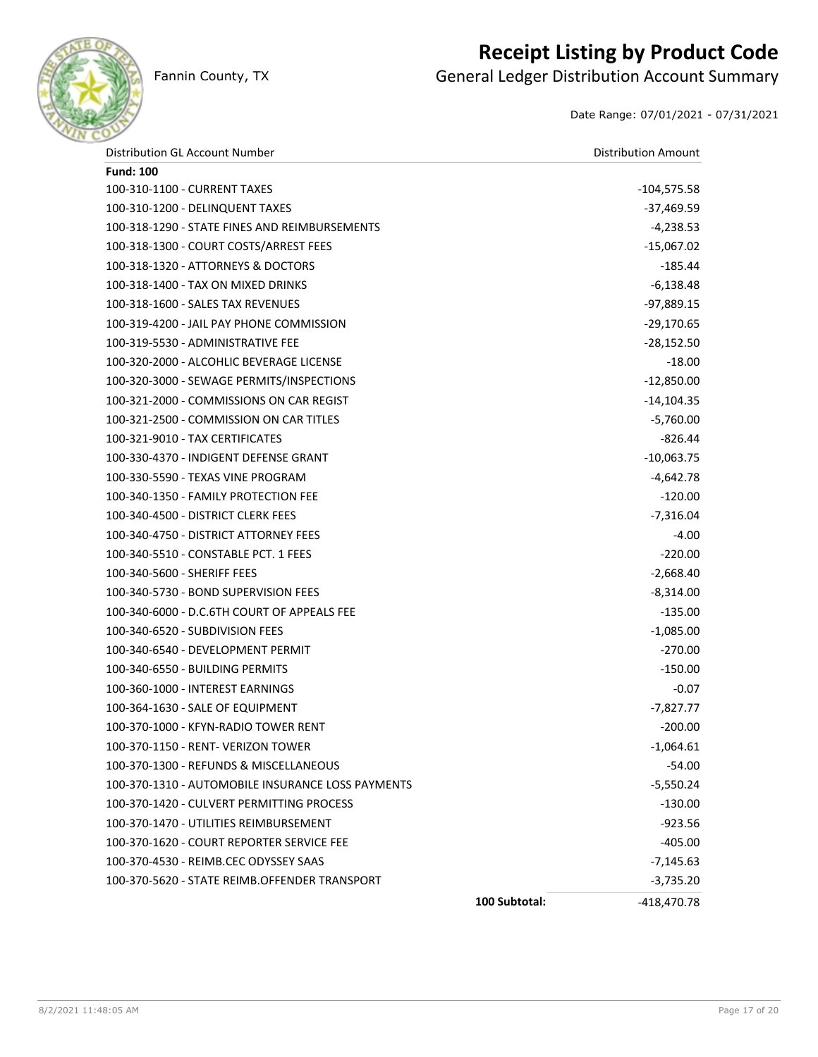# Receipt Listing by Product Code

Fannin County, TX

## General Ledger Distribution Account Summary

Date Range: 07/01/2021 - 07/31/2021

| Distribution GL Account Number | | Distribution Amount |
|---|---|---|
| **Fund: 100** | | |
| 100-310-1100 - CURRENT TAXES | | -104,575.58 |
| 100-310-1200 - DELINQUENT TAXES | | -37,469.59 |
| 100-318-1290 - STATE FINES AND REIMBURSEMENTS | | -4,238.53 |
| 100-318-1300 - COURT COSTS/ARREST FEES | | -15,067.02 |
| 100-318-1320 - ATTORNEYS & DOCTORS | | -185.44 |
| 100-318-1400 - TAX ON MIXED DRINKS | | -6,138.48 |
| 100-318-1600 - SALES TAX REVENUES | | -97,889.15 |
| 100-319-4200 - JAIL PAY PHONE COMMISSION | | -29,170.65 |
| 100-319-5530 - ADMINISTRATIVE FEE | | -28,152.50 |
| 100-320-2000 - ALCOHLIC BEVERAGE LICENSE | | -18.00 |
| 100-320-3000 - SEWAGE PERMITS/INSPECTIONS | | -12,850.00 |
| 100-321-2000 - COMMISSIONS ON CAR REGIST | | -14,104.35 |
| 100-321-2500 - COMMISSION ON CAR TITLES | | -5,760.00 |
| 100-321-9010 - TAX CERTIFICATES | | -826.44 |
| 100-330-4370 - INDIGENT DEFENSE GRANT | | -10,063.75 |
| 100-330-5590 - TEXAS VINE PROGRAM | | -4,642.78 |
| 100-340-1350 - FAMILY PROTECTION FEE | | -120.00 |
| 100-340-4500 - DISTRICT CLERK FEES | | -7,316.04 |
| 100-340-4750 - DISTRICT ATTORNEY FEES | | -4.00 |
| 100-340-5510 - CONSTABLE PCT. 1 FEES | | -220.00 |
| 100-340-5600 - SHERIFF FEES | | -2,668.40 |
| 100-340-5730 - BOND SUPERVISION FEES | | -8,314.00 |
| 100-340-6000 - D.C.6TH COURT OF APPEALS FEE | | -135.00 |
| 100-340-6520 - SUBDIVISION FEES | | -1,085.00 |
| 100-340-6540 - DEVELOPMENT PERMIT | | -270.00 |
| 100-340-6550 - BUILDING PERMITS | | -150.00 |
| 100-360-1000 - INTEREST EARNINGS | | -0.07 |
| 100-364-1630 - SALE OF EQUIPMENT | | -7,827.77 |
| 100-370-1000 - KFYN-RADIO TOWER RENT | | -200.00 |
| 100-370-1150 - RENT- VERIZON TOWER | | -1,064.61 |
| 100-370-1300 - REFUNDS & MISCELLANEOUS | | -54.00 |
| 100-370-1310 - AUTOMOBILE INSURANCE LOSS PAYMENTS | | -5,550.24 |
| 100-370-1420 - CULVERT PERMITTING PROCESS | | -130.00 |
| 100-370-1470 - UTILITIES REIMBURSEMENT | | -923.56 |
| 100-370-1620 - COURT REPORTER SERVICE FEE | | -405.00 |
| 100-370-4530 - REIMB.CEC ODYSSEY SAAS | | -7,145.63 |
| 100-370-5620 - STATE REIMB.OFFENDER TRANSPORT | | -3,735.20 |
| | **100 Subtotal:** | -418,470.78 |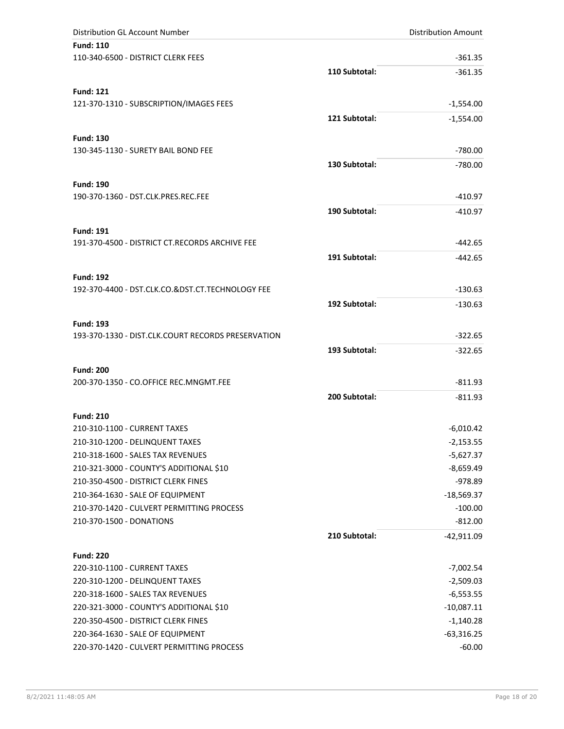| Distribution GL Account Number | | Distribution Amount |
|---|---|---|
| **Fund: 110** | | |
| 110-340-6500 - DISTRICT CLERK FEES | | -361.35 |
| | **110 Subtotal:** | -361.35 |
| **Fund: 121** | | |
| 121-370-1310 - SUBSCRIPTION/IMAGES FEES | | -1,554.00 |
| | **121 Subtotal:** | -1,554.00 |
| **Fund: 130** | | |
| 130-345-1130 - SURETY BAIL BOND FEE | | -780.00 |
| | **130 Subtotal:** | -780.00 |
| **Fund: 190** | | |
| 190-370-1360 - DST.CLK.PRES.REC.FEE | | -410.97 |
| | **190 Subtotal:** | -410.97 |
| **Fund: 191** | | |
| 191-370-4500 - DISTRICT CT.RECORDS ARCHIVE FEE | | -442.65 |
| | **191 Subtotal:** | -442.65 |
| **Fund: 192** | | |
| 192-370-4400 - DST.CLK.CO.&DST.CT.TECHNOLOGY FEE | | -130.63 |
| | **192 Subtotal:** | -130.63 |
| **Fund: 193** | | |
| 193-370-1330 - DIST.CLK.COURT RECORDS PRESERVATION | | -322.65 |
| | **193 Subtotal:** | -322.65 |
| **Fund: 200** | | |
| 200-370-1350 - CO.OFFICE REC.MNGMT.FEE | | -811.93 |
| | **200 Subtotal:** | -811.93 |
| **Fund: 210** | | |
| 210-310-1100 - CURRENT TAXES | | -6,010.42 |
| 210-310-1200 - DELINQUENT TAXES | | -2,153.55 |
| 210-318-1600 - SALES TAX REVENUES | | -5,627.37 |
| 210-321-3000 - COUNTY'S ADDITIONAL $10 | | -8,659.49 |
| 210-350-4500 - DISTRICT CLERK FINES | | -978.89 |
| 210-364-1630 - SALE OF EQUIPMENT | | -18,569.37 |
| 210-370-1420 - CULVERT PERMITTING PROCESS | | -100.00 |
| 210-370-1500 - DONATIONS | | -812.00 |
| | **210 Subtotal:** | -42,911.09 |
| **Fund: 220** | | |
| 220-310-1100 - CURRENT TAXES | | -7,002.54 |
| 220-310-1200 - DELINQUENT TAXES | | -2,509.03 |
| 220-318-1600 - SALES TAX REVENUES | | -6,553.55 |
| 220-321-3000 - COUNTY'S ADDITIONAL $10 | | -10,087.11 |
| 220-350-4500 - DISTRICT CLERK FINES | | -1,140.28 |
| 220-364-1630 - SALE OF EQUIPMENT | | -63,316.25 |
| 220-370-1420 - CULVERT PERMITTING PROCESS | | -60.00 |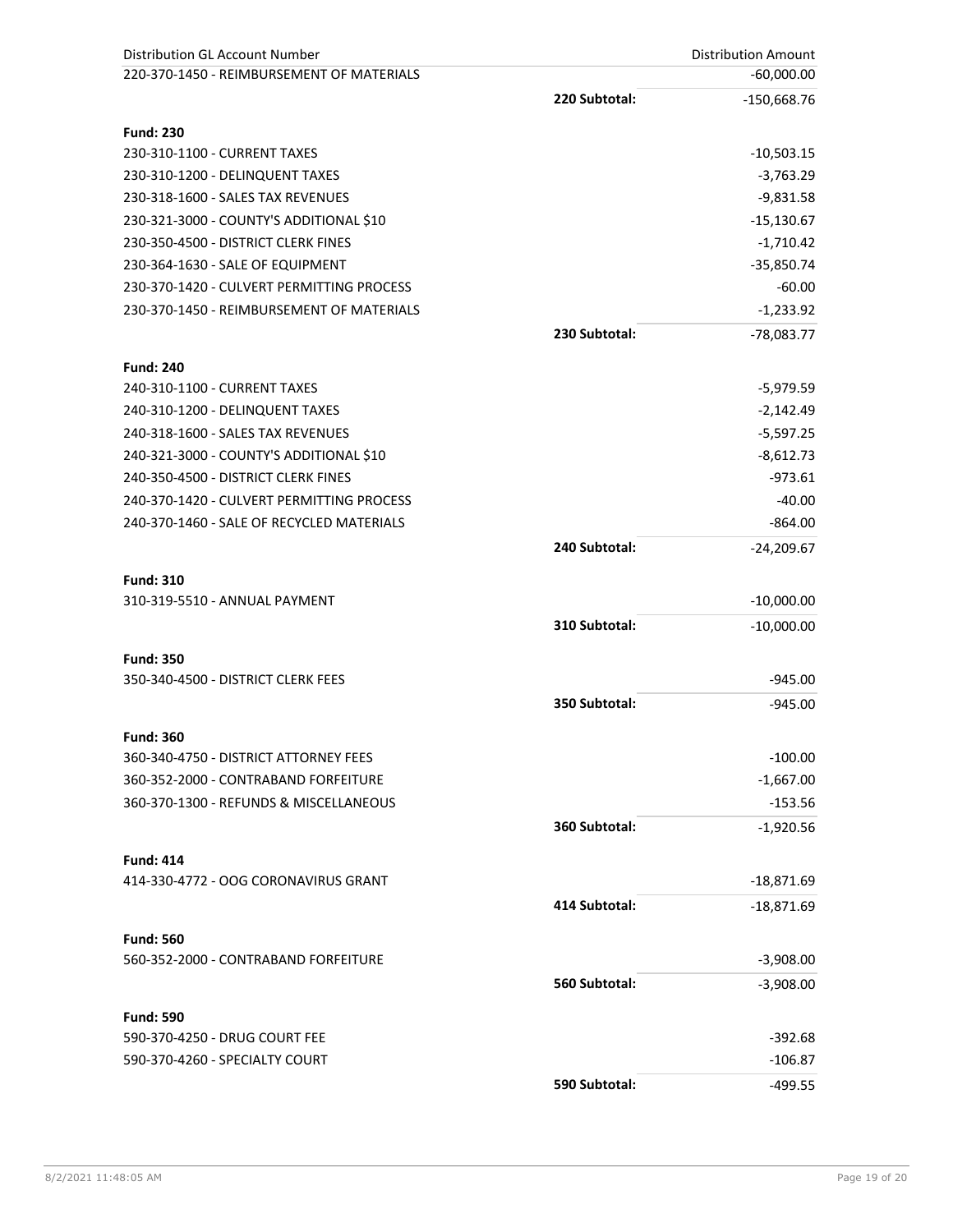| Distribution GL Account Number | | Distribution Amount |
|---|---|---|
| 220-370-1450 - REIMBURSEMENT OF MATERIALS | | -60,000.00 |
| | **220 Subtotal:** | -150,668.76 |
| **Fund: 230** | | |
| 230-310-1100 - CURRENT TAXES | | -10,503.15 |
| 230-310-1200 - DELINQUENT TAXES | | -3,763.29 |
| 230-318-1600 - SALES TAX REVENUES | | -9,831.58 |
| 230-321-3000 - COUNTY'S ADDITIONAL $10 | | -15,130.67 |
| 230-350-4500 - DISTRICT CLERK FINES | | -1,710.42 |
| 230-364-1630 - SALE OF EQUIPMENT | | -35,850.74 |
| 230-370-1420 - CULVERT PERMITTING PROCESS | | -60.00 |
| 230-370-1450 - REIMBURSEMENT OF MATERIALS | | -1,233.92 |
| | **230 Subtotal:** | -78,083.77 |
| **Fund: 240** | | |
| 240-310-1100 - CURRENT TAXES | | -5,979.59 |
| 240-310-1200 - DELINQUENT TAXES | | -2,142.49 |
| 240-318-1600 - SALES TAX REVENUES | | -5,597.25 |
| 240-321-3000 - COUNTY'S ADDITIONAL $10 | | -8,612.73 |
| 240-350-4500 - DISTRICT CLERK FINES | | -973.61 |
| 240-370-1420 - CULVERT PERMITTING PROCESS | | -40.00 |
| 240-370-1460 - SALE OF RECYCLED MATERIALS | | -864.00 |
| | **240 Subtotal:** | -24,209.67 |
| **Fund: 310** | | |
| 310-319-5510 - ANNUAL PAYMENT | | -10,000.00 |
| | **310 Subtotal:** | -10,000.00 |
| **Fund: 350** | | |
| 350-340-4500 - DISTRICT CLERK FEES | | -945.00 |
| | **350 Subtotal:** | -945.00 |
| **Fund: 360** | | |
| 360-340-4750 - DISTRICT ATTORNEY FEES | | -100.00 |
| 360-352-2000 - CONTRABAND FORFEITURE | | -1,667.00 |
| 360-370-1300 - REFUNDS & MISCELLANEOUS | | -153.56 |
| | **360 Subtotal:** | -1,920.56 |
| **Fund: 414** | | |
| 414-330-4772 - OOG CORONAVIRUS GRANT | | -18,871.69 |
| | **414 Subtotal:** | -18,871.69 |
| **Fund: 560** | | |
| 560-352-2000 - CONTRABAND FORFEITURE | | -3,908.00 |
| | **560 Subtotal:** | -3,908.00 |
| **Fund: 590** | | |
| 590-370-4250 - DRUG COURT FEE | | -392.68 |
| 590-370-4260 - SPECIALTY COURT | | -106.87 |
| | **590 Subtotal:** | -499.55 |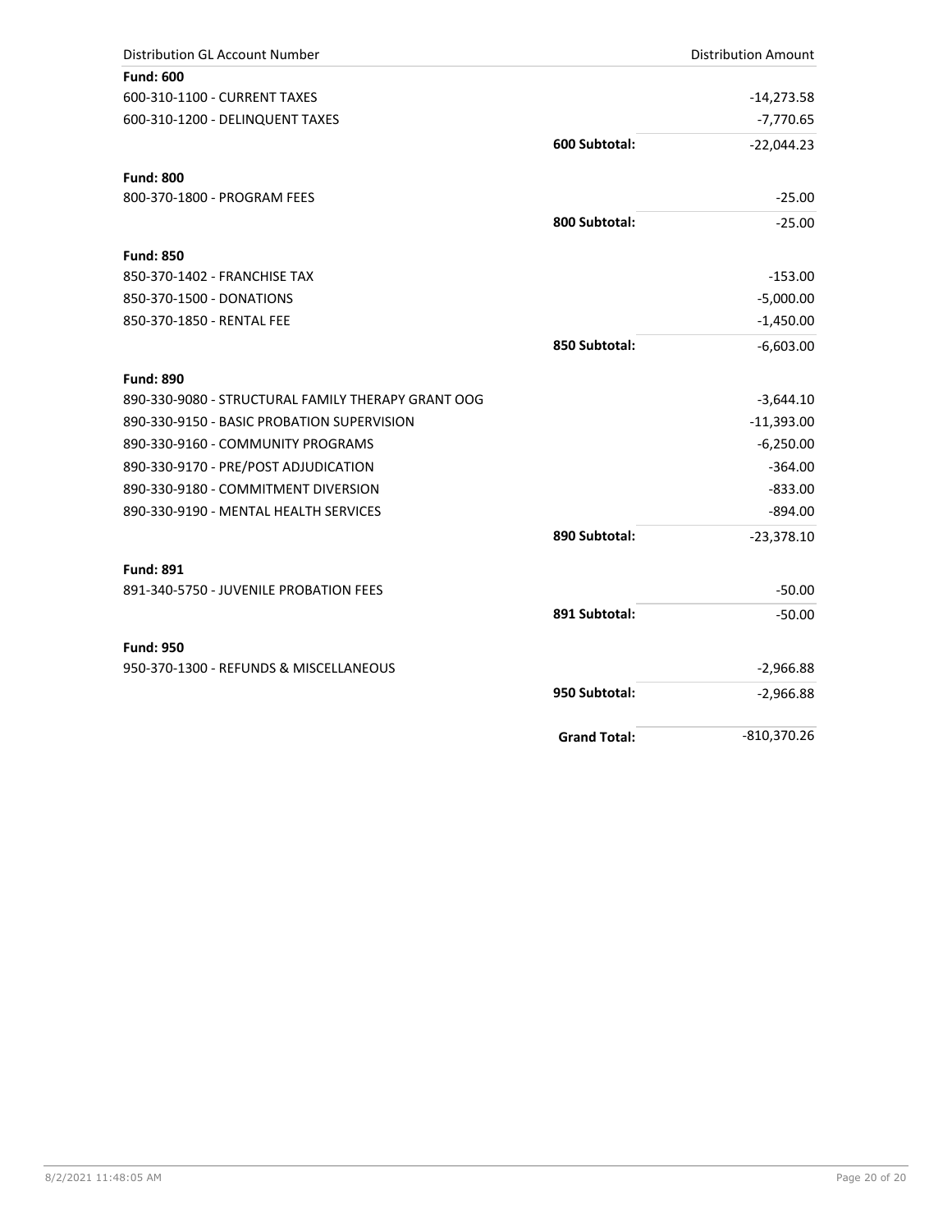| Distribution GL Account Number | | Distribution Amount |
|---|---|---|
| **Fund: 600** | | |
| 600-310-1100 - CURRENT TAXES | | -14,273.58 |
| 600-310-1200 - DELINQUENT TAXES | | -7,770.65 |
| | **600 Subtotal:** | -22,044.23 |
| **Fund: 800** | | |
| 800-370-1800 - PROGRAM FEES | | -25.00 |
| | **800 Subtotal:** | -25.00 |
| **Fund: 850** | | |
| 850-370-1402 - FRANCHISE TAX | | -153.00 |
| 850-370-1500 - DONATIONS | | -5,000.00 |
| 850-370-1850 - RENTAL FEE | | -1,450.00 |
| | **850 Subtotal:** | -6,603.00 |
| **Fund: 890** | | |
| 890-330-9080 - STRUCTURAL FAMILY THERAPY GRANT OOG | | -3,644.10 |
| 890-330-9150 - BASIC PROBATION SUPERVISION | | -11,393.00 |
| 890-330-9160 - COMMUNITY PROGRAMS | | -6,250.00 |
| 890-330-9170 - PRE/POST ADJUDICATION | | -364.00 |
| 890-330-9180 - COMMITMENT DIVERSION | | -833.00 |
| 890-330-9190 - MENTAL HEALTH SERVICES | | -894.00 |
| | **890 Subtotal:** | -23,378.10 |
| **Fund: 891** | | |
| 891-340-5750 - JUVENILE PROBATION FEES | | -50.00 |
| | **891 Subtotal:** | -50.00 |
| **Fund: 950** | | |
| 950-370-1300 - REFUNDS & MISCELLANEOUS | | -2,966.88 |
| | **950 Subtotal:** | -2,966.88 |
| | **Grand Total:** | -810,370.26 |